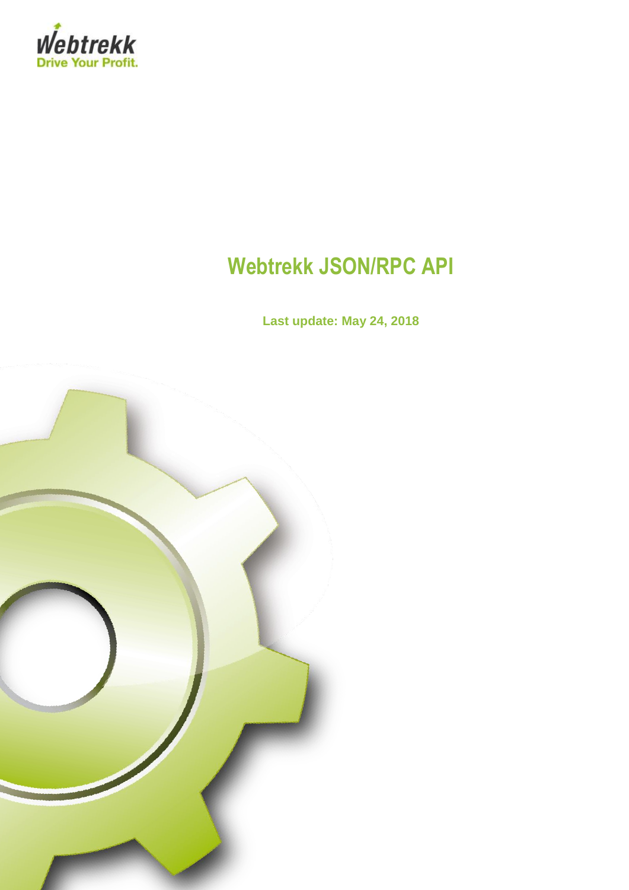Webtrekk
Drive Your Profit.

# Webtrekk JSON/RPC API

**Last update: May 24, 2018**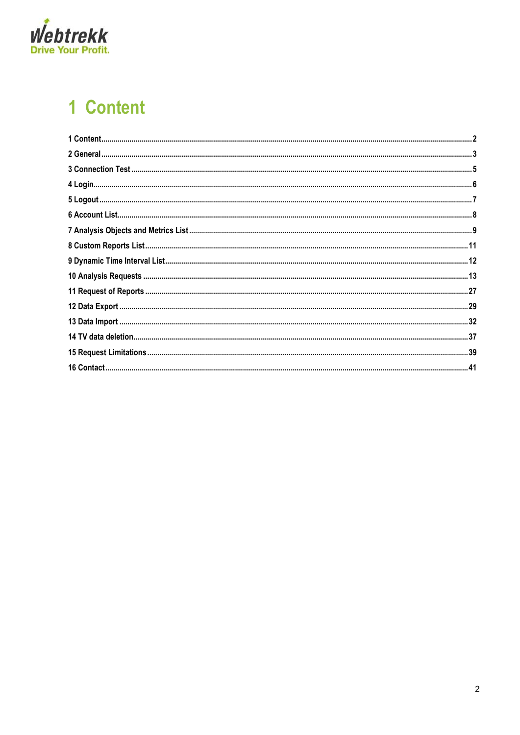# 1 Content

1 Content.....2
2 General.....3
3 Connection Test.....5
4 Login.....6
5 Logout.....7
6 Account List.....8
7 Analysis Objects and Metrics List.....9
8 Custom Reports List.....11
9 Dynamic Time Interval List.....12
10 Analysis Requests.....13
11 Request of Reports.....27
12 Data Export.....29
13 Data Import.....32
14 TV data deletion.....37
15 Request Limitations.....39
16 Contact.....41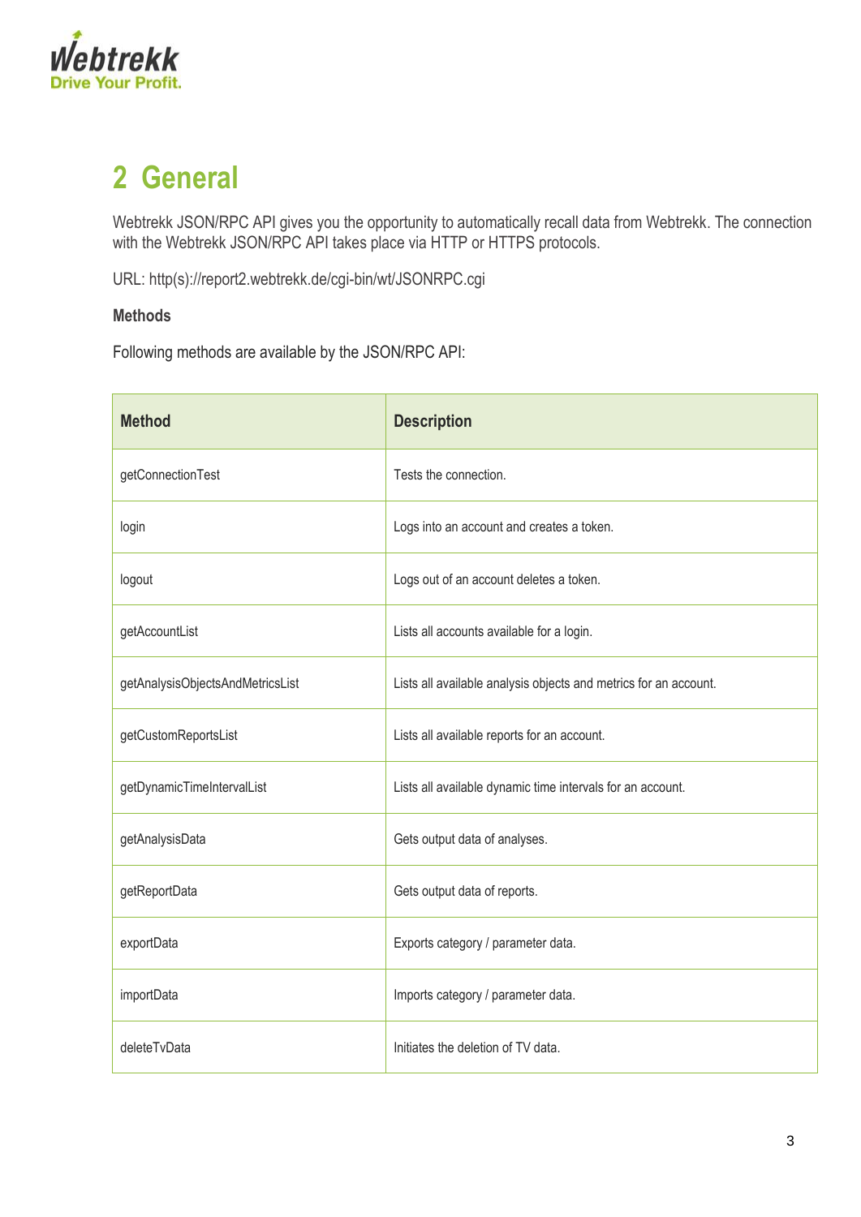# 2 General

Webtrekk JSON/RPC API gives you the opportunity to automatically recall data from Webtrekk. The connection with the Webtrekk JSON/RPC API takes place via HTTP or HTTPS protocols.

URL: http(s)://report2.webtrekk.de/cgi-bin/wt/JSONRPC.cgi

**Methods**

Following methods are available by the JSON/RPC API:

| Method | Description |
|---|---|
| getConnectionTest | Tests the connection. |
| login | Logs into an account and creates a token. |
| logout | Logs out of an account deletes a token. |
| getAccountList | Lists all accounts available for a login. |
| getAnalysisObjectsAndMetricsList | Lists all available analysis objects and metrics for an account. |
| getCustomReportsList | Lists all available reports for an account. |
| getDynamicTimeIntervalList | Lists all available dynamic time intervals for an account. |
| getAnalysisData | Gets output data of analyses. |
| getReportData | Gets output data of reports. |
| exportData | Exports category / parameter data. |
| importData | Imports category / parameter data. |
| deleteTvData | Initiates the deletion of TV data. |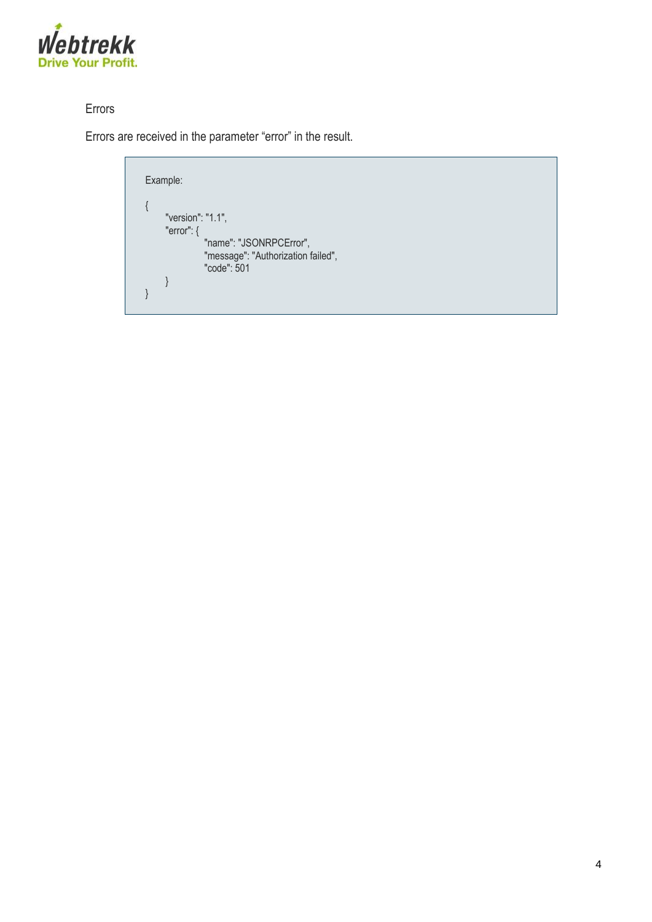## Errors

Errors are received in the parameter “error” in the result.

```
Example:

{
	"version": "1.1",
	"error": {
			"name": "JSONRPCError",
			"message": "Authorization failed",
			"code": 501
	}
}
```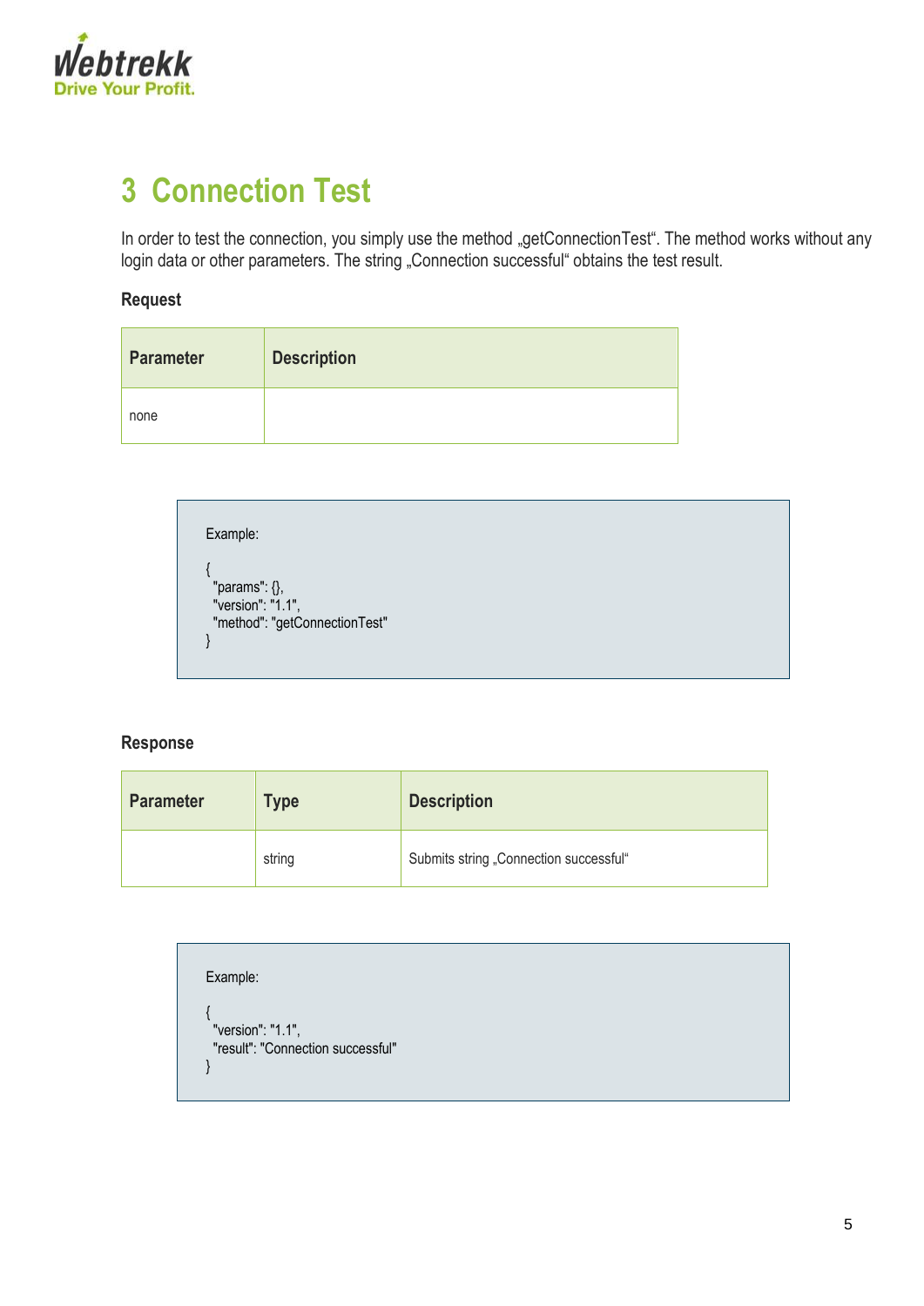# 3 Connection Test

In order to test the connection, you simply use the method „getConnectionTest“. The method works without any login data or other parameters. The string „Connection successful“ obtains the test result.

**Request**

| Parameter | Description |
|---|---|
| none | |

```
Example:

{
  "params": {},
  "version": "1.1",
  "method": "getConnectionTest"
}
```

**Response**

| Parameter | Type | Description |
|---|---|---|
| | string | Submits string „Connection successful“ |

```
Example:

{
  "version": "1.1",
  "result": "Connection successful"
}
```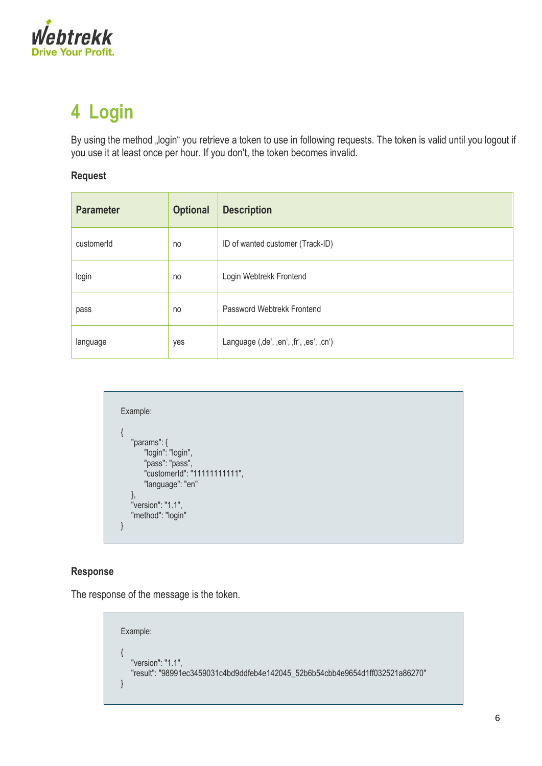# 4 Login

By using the method „login" you retrieve a token to use in following requests. The token is valid until you logout if you use it at least once per hour. If you don't, the token becomes invalid.

### Request

| Parameter | Optional | Description |
| --- | --- | --- |
| customerId | no | ID of wanted customer (Track-ID) |
| login | no | Login Webtrekk Frontend |
| pass | no | Password Webtrekk Frontend |
| language | yes | Language (‚de', ‚en', ‚fr', ‚es', ‚cn') |

```
Example:

{
    "params": {
        "login": "login",
        "pass": "pass",
        "customerId": "11111111111",
        "language": "en"
    },
    "version": "1.1",
    "method": "login"
}
```

### Response

The response of the message is the token.

```
Example:

{
    "version": "1.1",
    "result": "98991ec3459031c4bd9ddfeb4e142045_52b6b54cbb4e9654d1ff032521a86270"
}
```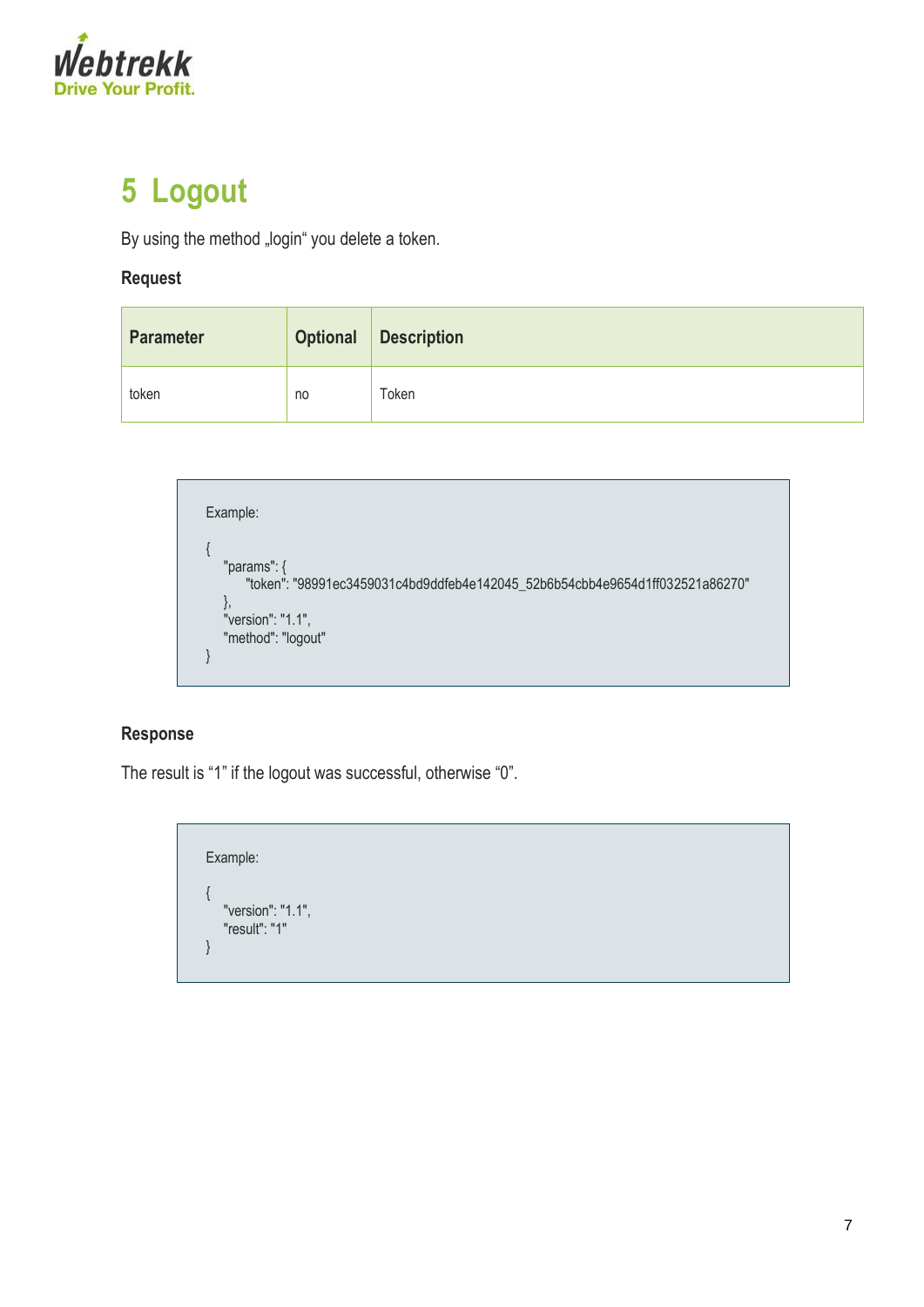# 5 Logout

By using the method „login“ you delete a token.

**Request**

| Parameter | Optional | Description |
|---|---|---|
| token | no | Token |

```
Example:

{
    "params": {
        "token": "98991ec3459031c4bd9ddfeb4e142045_52b6b54cbb4e9654d1ff032521a86270"
    },
    "version": "1.1",
    "method": "logout"
}
```

**Response**

The result is “1” if the logout was successful, otherwise “0”.

```
Example:

{
    "version": "1.1",
    "result": "1"
}
```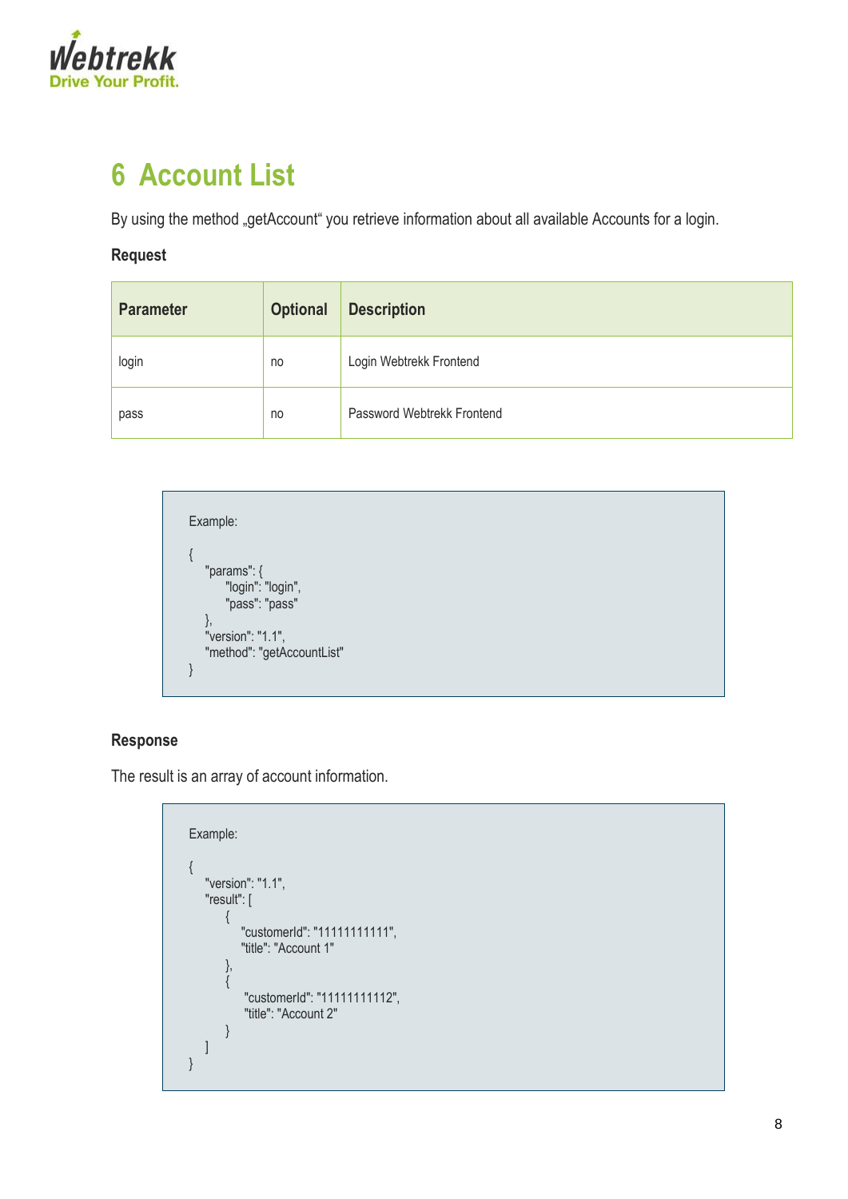# 6 Account List

By using the method „getAccount“ you retrieve information about all available Accounts for a login.

**Request**

| Parameter | Optional | Description |
|---|---|---|
| login | no | Login Webtrekk Frontend |
| pass | no | Password Webtrekk Frontend |

```
Example:

{
    "params": {
        "login": "login",
        "pass": "pass"
    },
    "version": "1.1",
    "method": "getAccountList"
}
```

**Response**

The result is an array of account information.

```
Example:

{
    "version": "1.1",
    "result": [
        {
            "customerId": "11111111111",
            "title": "Account 1"
        },
        {
            "customerId": "11111111112",
            "title": "Account 2"
        }
    ]
}
```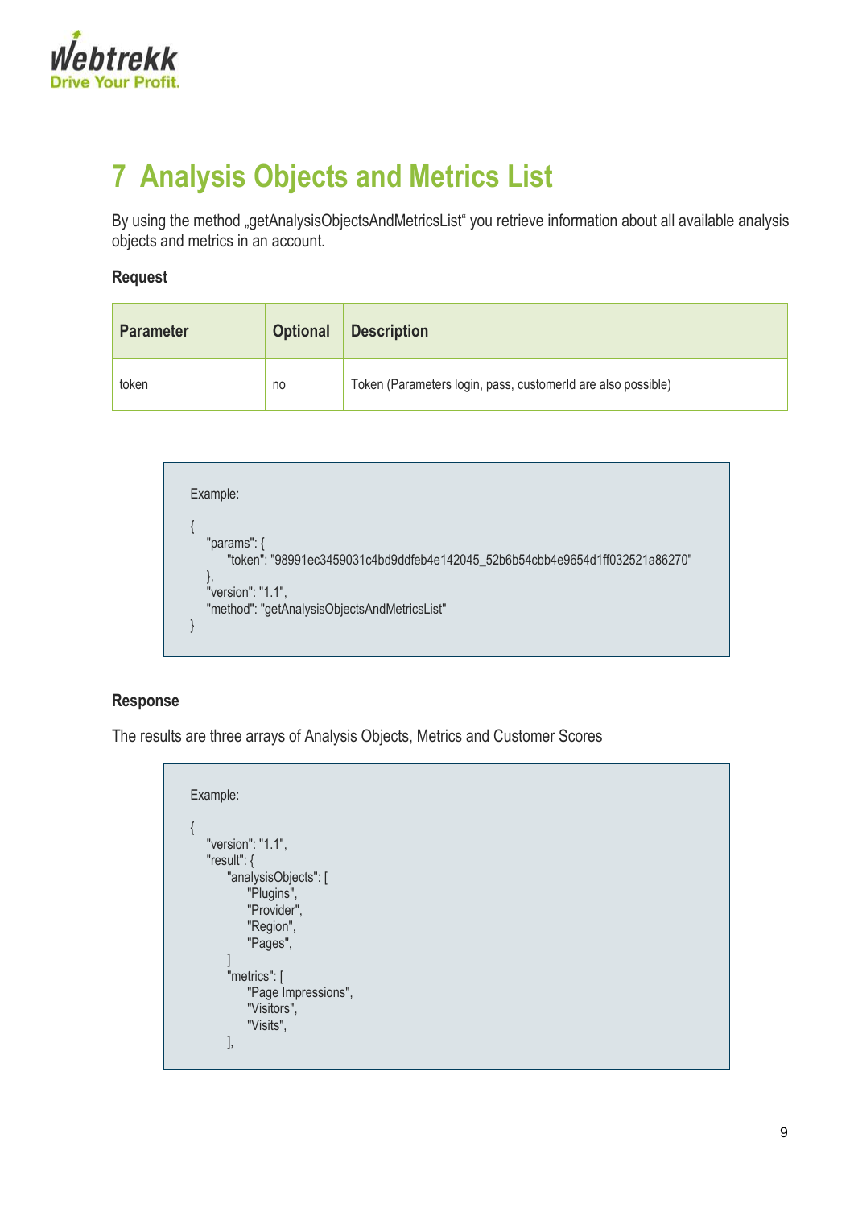# 7 Analysis Objects and Metrics List

By using the method „getAnalysisObjectsAndMetricsList" you retrieve information about all available analysis objects and metrics in an account.

### Request

| Parameter | Optional | Description |
| --- | --- | --- |
| token | no | Token (Parameters login, pass, customerId are also possible) |

```
Example:

{
    "params": {
        "token": "98991ec3459031c4bd9ddfeb4e142045_52b6b54cbb4e9654d1ff032521a86270"
    },
    "version": "1.1",
    "method": "getAnalysisObjectsAndMetricsList"
}
```

### Response

The results are three arrays of Analysis Objects, Metrics and Customer Scores

```
Example:

{
    "version": "1.1",
    "result": {
        "analysisObjects": [
            "Plugins",
            "Provider",
            "Region",
            "Pages",
        ]
        "metrics": [
            "Page Impressions",
            "Visitors",
            "Visits",
        ],
```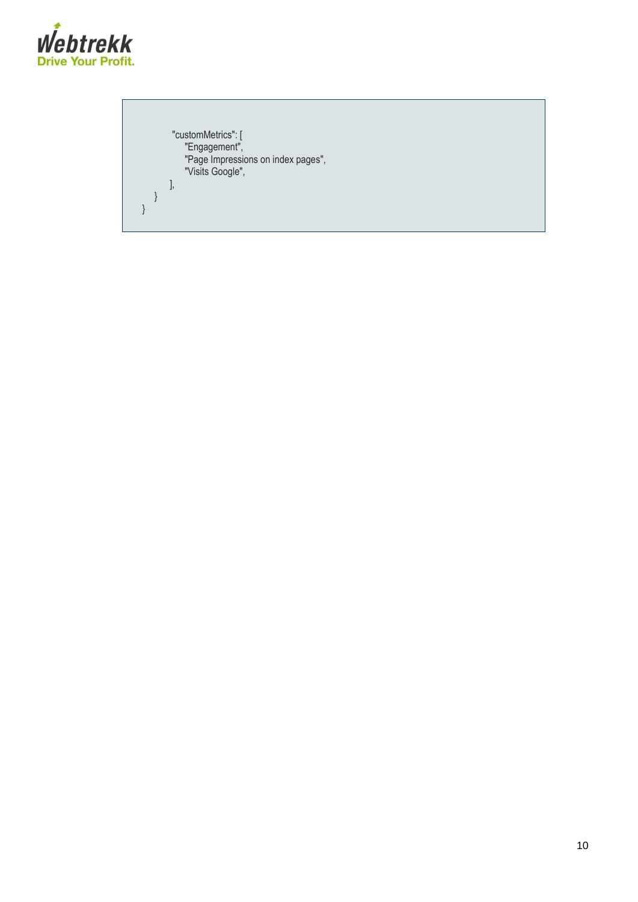```
        "customMetrics": [
            "Engagement",
            "Page Impressions on index pages",
            "Visits Google",
        ],
    }
}
```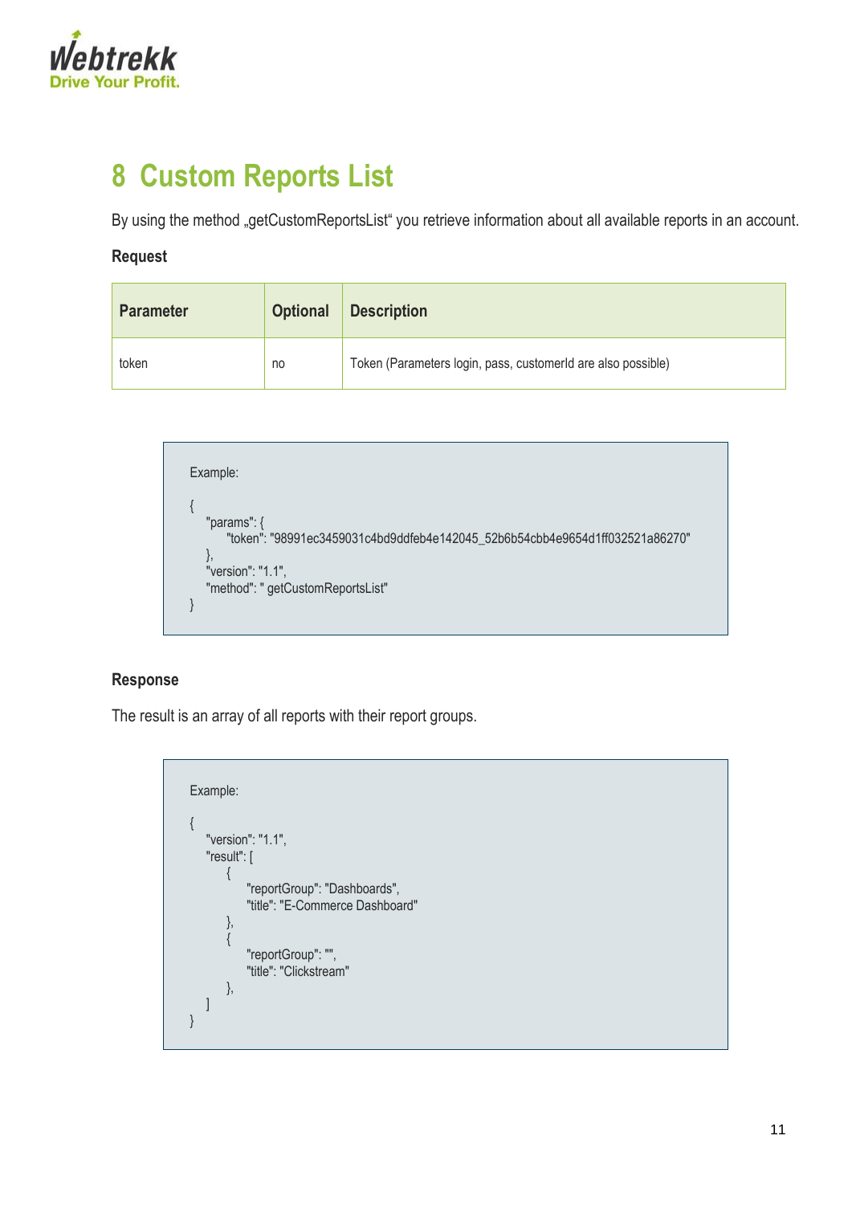# 8 Custom Reports List

By using the method „getCustomReportsList" you retrieve information about all available reports in an account.

**Request**

| Parameter | Optional | Description |
|---|---|---|
| token | no | Token (Parameters login, pass, customerId are also possible) |

```
Example:

{
    "params": {
        "token": "98991ec3459031c4bd9ddfeb4e142045_52b6b54cbb4e9654d1ff032521a86270"
    },
    "version": "1.1",
    "method": " getCustomReportsList"
}
```

**Response**

The result is an array of all reports with their report groups.

```
Example:

{
    "version": "1.1",
    "result": [
        {
            "reportGroup": "Dashboards",
            "title": "E-Commerce Dashboard"
        },
        {
            "reportGroup": "",
            "title": "Clickstream"
        },
    ]
}
```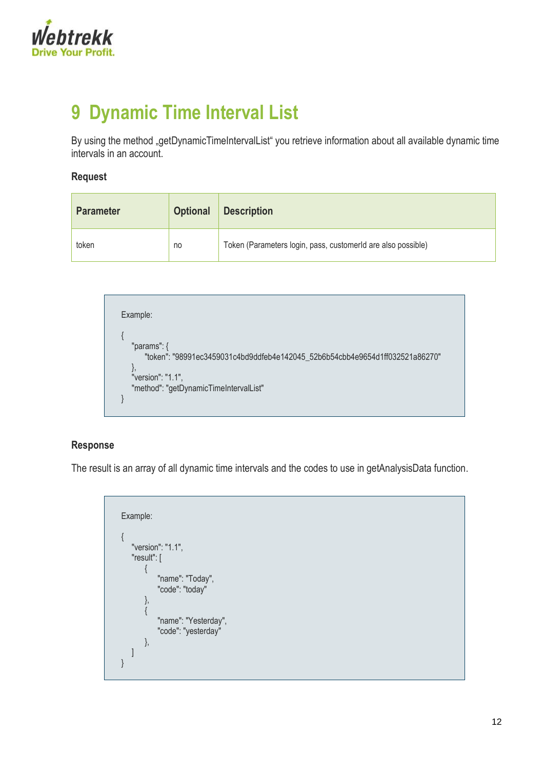# 9 Dynamic Time Interval List

By using the method „getDynamicTimeIntervalList" you retrieve information about all available dynamic time intervals in an account.

**Request**

| Parameter | Optional | Description |
|---|---|---|
| token | no | Token (Parameters login, pass, customerId are also possible) |

```
Example:

{
    "params": {
        "token": "98991ec3459031c4bd9ddfeb4e142045_52b6b54cbb4e9654d1ff032521a86270"
    },
    "version": "1.1",
    "method": "getDynamicTimeIntervalList"
}
```

**Response**

The result is an array of all dynamic time intervals and the codes to use in getAnalysisData function.

```
Example:

{
    "version": "1.1",
    "result": [
        {
            "name": "Today",
            "code": "today"
        },
        {
            "name": "Yesterday",
            "code": "yesterday"
        },
    ]
}
```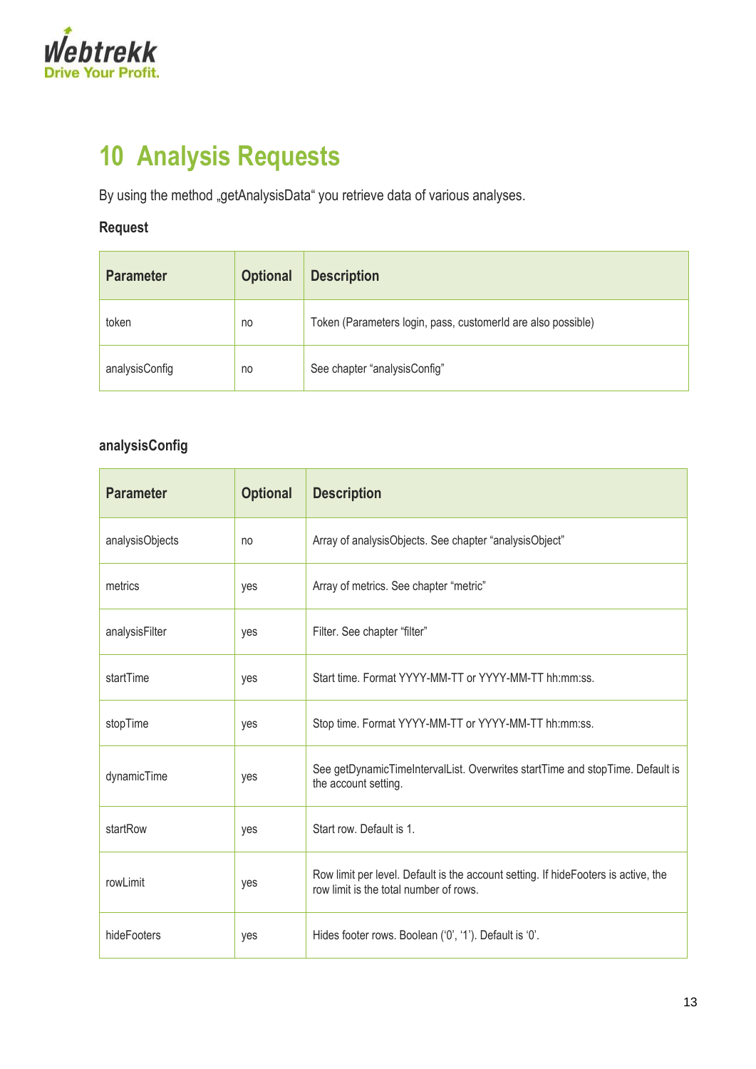# 10 Analysis Requests

By using the method „getAnalysisData“ you retrieve data of various analyses.

**Request**

| Parameter | Optional | Description |
|---|---|---|
| token | no | Token (Parameters login, pass, customerId are also possible) |
| analysisConfig | no | See chapter “analysisConfig” |

**analysisConfig**

| Parameter | Optional | Description |
|---|---|---|
| analysisObjects | no | Array of analysisObjects. See chapter “analysisObject” |
| metrics | yes | Array of metrics. See chapter “metric” |
| analysisFilter | yes | Filter. See chapter “filter” |
| startTime | yes | Start time. Format YYYY-MM-TT or YYYY-MM-TT hh:mm:ss. |
| stopTime | yes | Stop time. Format YYYY-MM-TT or YYYY-MM-TT hh:mm:ss. |
| dynamicTime | yes | See getDynamicTimeIntervalList. Overwrites startTime and stopTime. Default is the account setting. |
| startRow | yes | Start row. Default is 1. |
| rowLimit | yes | Row limit per level. Default is the account setting. If hideFooters is active, the row limit is the total number of rows. |
| hideFooters | yes | Hides footer rows. Boolean (‘0’, ‘1’). Default is ‘0’. |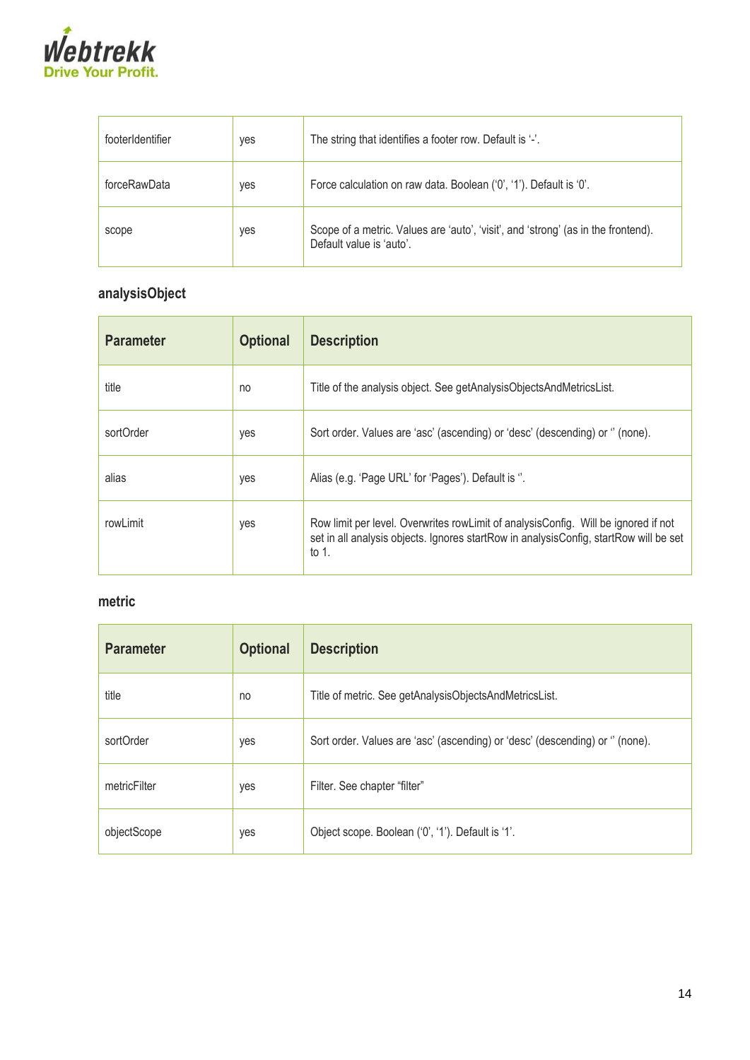| | | |
|---|---|---|
| footerIdentifier | yes | The string that identifies a footer row. Default is '-'. |
| forceRawData | yes | Force calculation on raw data. Boolean ('0', '1'). Default is '0'. |
| scope | yes | Scope of a metric. Values are 'auto', 'visit', and 'strong' (as in the frontend). Default value is 'auto'. |

### analysisObject

| Parameter | Optional | Description |
|---|---|---|
| title | no | Title of the analysis object. See getAnalysisObjectsAndMetricsList. |
| sortOrder | yes | Sort order. Values are 'asc' (ascending) or 'desc' (descending) or '' (none). |
| alias | yes | Alias (e.g. 'Page URL' for 'Pages'). Default is ''. |
| rowLimit | yes | Row limit per level. Overwrites rowLimit of analysisConfig. Will be ignored if not set in all analysis objects. Ignores startRow in analysisConfig, startRow will be set to 1. |

### metric

| Parameter | Optional | Description |
|---|---|---|
| title | no | Title of metric. See getAnalysisObjectsAndMetricsList. |
| sortOrder | yes | Sort order. Values are 'asc' (ascending) or 'desc' (descending) or '' (none). |
| metricFilter | yes | Filter. See chapter "filter" |
| objectScope | yes | Object scope. Boolean ('0', '1'). Default is '1'. |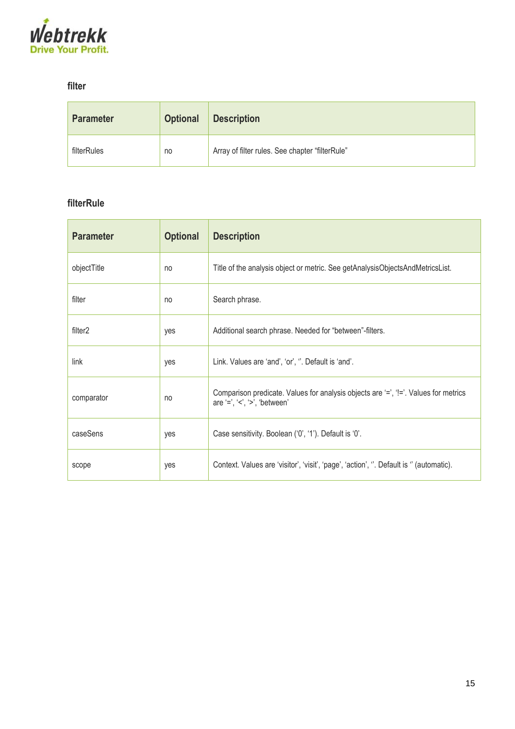### filter

| Parameter | Optional | Description |
|---|---|---|
| filterRules | no | Array of filter rules. See chapter “filterRule” |

### filterRule

| Parameter | Optional | Description |
|---|---|---|
| objectTitle | no | Title of the analysis object or metric. See getAnalysisObjectsAndMetricsList. |
| filter | no | Search phrase. |
| filter2 | yes | Additional search phrase. Needed for “between”-filters. |
| link | yes | Link. Values are ‘and’, ‘or’, ‘’. Default is ‘and’. |
| comparator | no | Comparison predicate. Values for analysis objects are ‘=’, ‘!=’. Values for metrics are ‘=’, ‘<’, ‘>’, ‘between’ |
| caseSens | yes | Case sensitivity. Boolean (‘0’, ‘1’). Default is ‘0’. |
| scope | yes | Context. Values are ‘visitor’, ‘visit’, ‘page’, ‘action’, ‘’. Default is ‘’ (automatic). |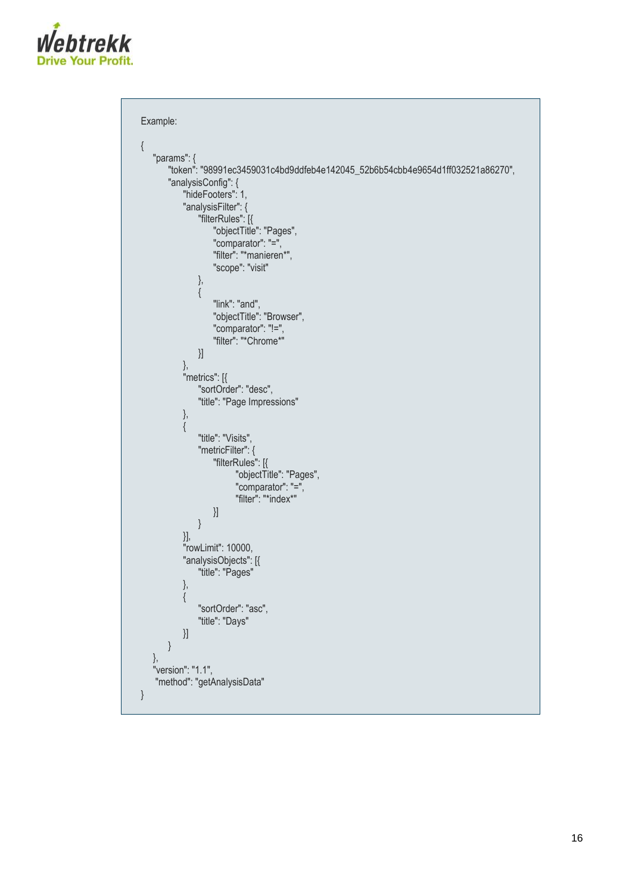Example:

```
{
    "params": {
        "token": "98991ec3459031c4bd9ddfeb4e142045_52b6b54cbb4e9654d1ff032521a86270",
        "analysisConfig": {
            "hideFooters": 1,
            "analysisFilter": {
                "filterRules": [{
                    "objectTitle": "Pages",
                    "comparator": "=",
                    "filter": "*manieren*",
                    "scope": "visit"
                },
                {
                    "link": "and",
                    "objectTitle": "Browser",
                    "comparator": "!=",
                    "filter": "*Chrome*"
                }]
            },
            "metrics": [{
                "sortOrder": "desc",
                "title": "Page Impressions"
            },
            {
                "title": "Visits",
                "metricFilter": {
                    "filterRules": [{
                        "objectTitle": "Pages",
                        "comparator": "=",
                        "filter": "*index*"
                    }]
                }
            }],
            "rowLimit": 10000,
            "analysisObjects": [{
                "title": "Pages"
            },
            {
                "sortOrder": "asc",
                "title": "Days"
            }]
        }
    },
    "version": "1.1",
    "method": "getAnalysisData"
}
```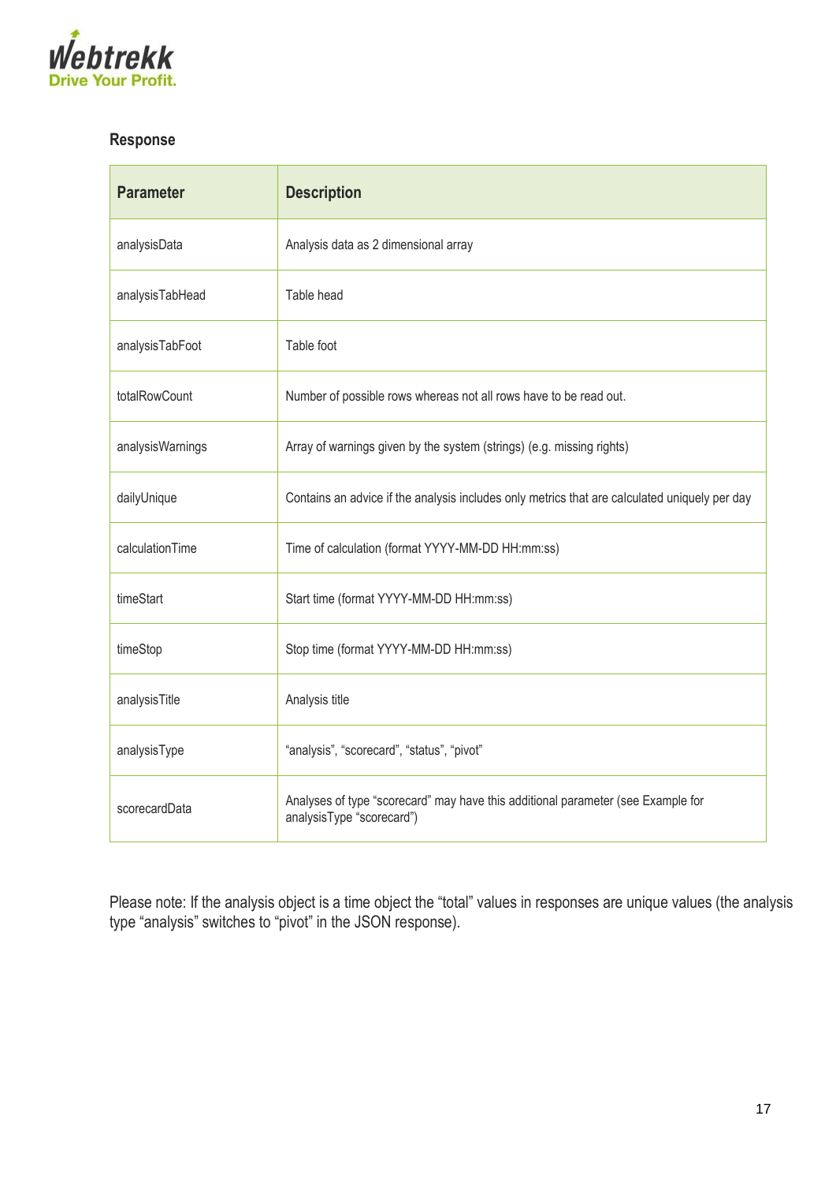### Response

| Parameter | Description |
| --- | --- |
| analysisData | Analysis data as 2 dimensional array |
| analysisTabHead | Table head |
| analysisTabFoot | Table foot |
| totalRowCount | Number of possible rows whereas not all rows have to be read out. |
| analysisWarnings | Array of warnings given by the system (strings) (e.g. missing rights) |
| dailyUnique | Contains an advice if the analysis includes only metrics that are calculated uniquely per day |
| calculationTime | Time of calculation (format YYYY-MM-DD HH:mm:ss) |
| timeStart | Start time (format YYYY-MM-DD HH:mm:ss) |
| timeStop | Stop time (format YYYY-MM-DD HH:mm:ss) |
| analysisTitle | Analysis title |
| analysisType | "analysis", "scorecard", "status", "pivot" |
| scorecardData | Analyses of type "scorecard" may have this additional parameter (see Example for analysisType "scorecard") |

Please note: If the analysis object is a time object the "total" values in responses are unique values (the analysis type "analysis" switches to "pivot" in the JSON response).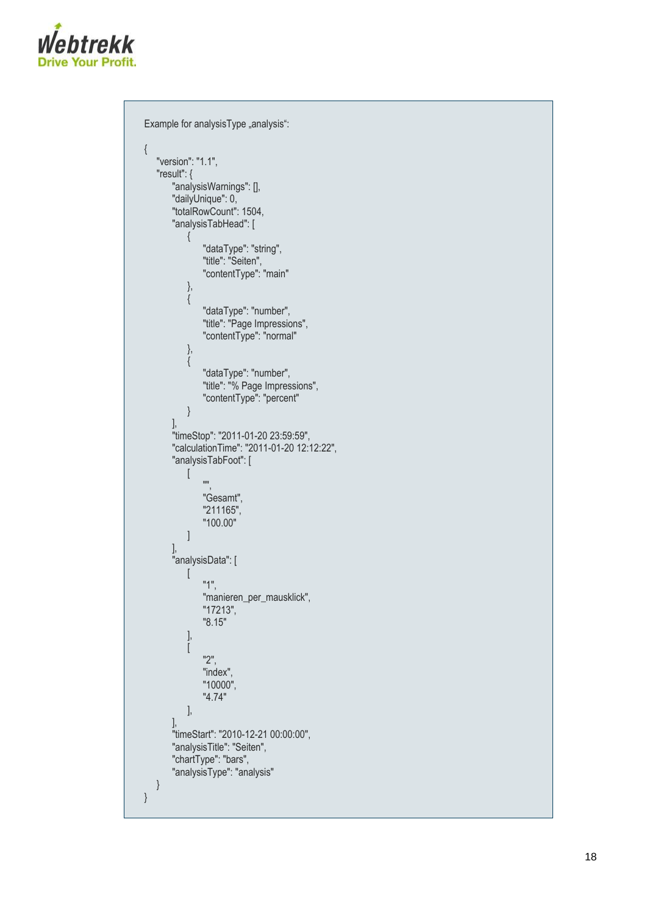Example for analysisType „analysis“:

```
{
    "version": "1.1",
    "result": {
        "analysisWarnings": [],
        "dailyUnique": 0,
        "totalRowCount": 1504,
        "analysisTabHead": [
            {
                "dataType": "string",
                "title": "Seiten",
                "contentType": "main"
            },
            {
                "dataType": "number",
                "title": "Page Impressions",
                "contentType": "normal"
            },
            {
                "dataType": "number",
                "title": "% Page Impressions",
                "contentType": "percent"
            }
        ],
        "timeStop": "2011-01-20 23:59:59",
        "calculationTime": "2011-01-20 12:12:22",
        "analysisTabFoot": [
            [
                "",
                "Gesamt",
                "211165",
                "100.00"
            ]
        ],
        "analysisData": [
            [
                "1",
                "manieren_per_mausklick",
                "17213",
                "8.15"
            ],
            [
                "2",
                "index",
                "10000",
                "4.74"
            ],
        ],
        "timeStart": "2010-12-21 00:00:00",
        "analysisTitle": "Seiten",
        "chartType": "bars",
        "analysisType": "analysis"
    }
}
```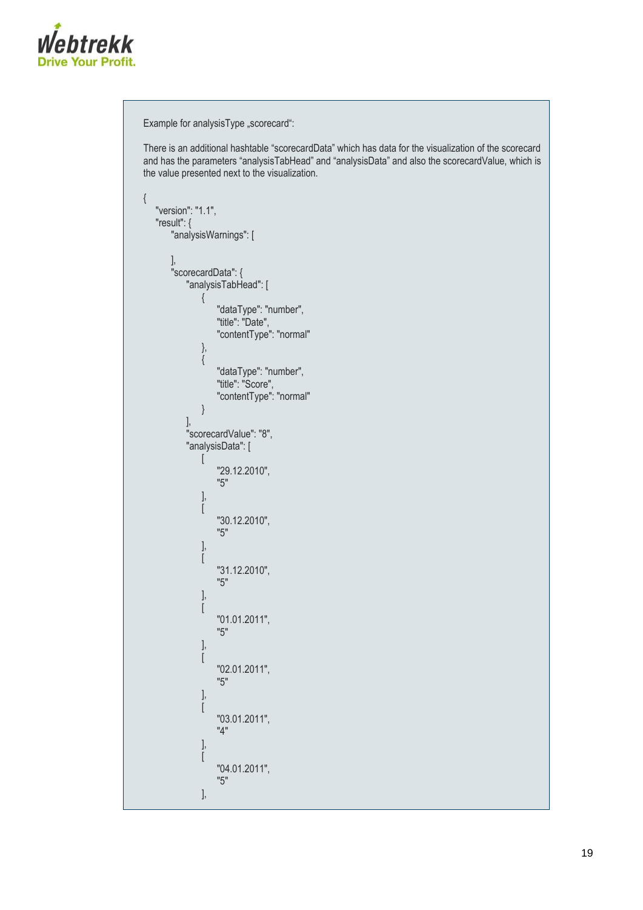Example for analysisType „scorecard“:

There is an additional hashtable “scorecardData” which has data for the visualization of the scorecard and has the parameters “analysisTabHead” and “analysisData” and also the scorecardValue, which is the value presented next to the visualization.

```
{
    "version": "1.1",
    "result": {
        "analysisWarnings": [

        ],
        "scorecardData": {
            "analysisTabHead": [
                {
                    "dataType": "number",
                    "title": "Date",
                    "contentType": "normal"
                },
                {
                    "dataType": "number",
                    "title": "Score",
                    "contentType": "normal"
                }
            ],
            "scorecardValue": "8",
            "analysisData": [
                [
                    "29.12.2010",
                    "5"
                ],
                [
                    "30.12.2010",
                    "5"
                ],
                [
                    "31.12.2010",
                    "5"
                ],
                [
                    "01.01.2011",
                    "5"
                ],
                [
                    "02.01.2011",
                    "5"
                ],
                [
                    "03.01.2011",
                    "4"
                ],
                [
                    "04.01.2011",
                    "5"
                ],
```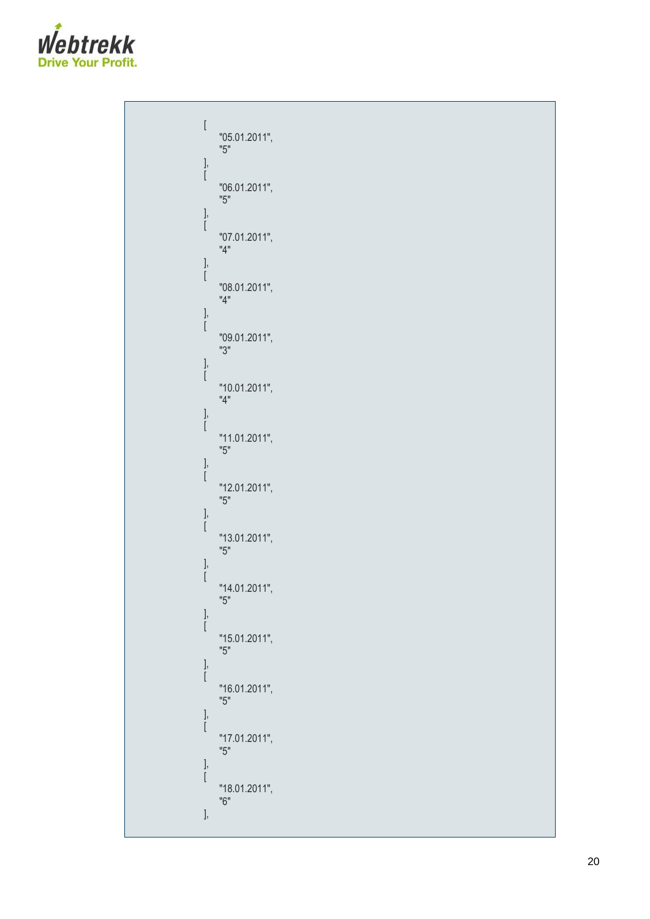```
[
    "05.01.2011",
    "5"
],
[
    "06.01.2011",
    "5"
],
[
    "07.01.2011",
    "4"
],
[
    "08.01.2011",
    "4"
],
[
    "09.01.2011",
    "3"
],
[
    "10.01.2011",
    "4"
],
[
    "11.01.2011",
    "5"
],
[
    "12.01.2011",
    "5"
],
[
    "13.01.2011",
    "5"
],
[
    "14.01.2011",
    "5"
],
[
    "15.01.2011",
    "5"
],
[
    "16.01.2011",
    "5"
],
[
    "17.01.2011",
    "5"
],
[
    "18.01.2011",
    "6"
],
```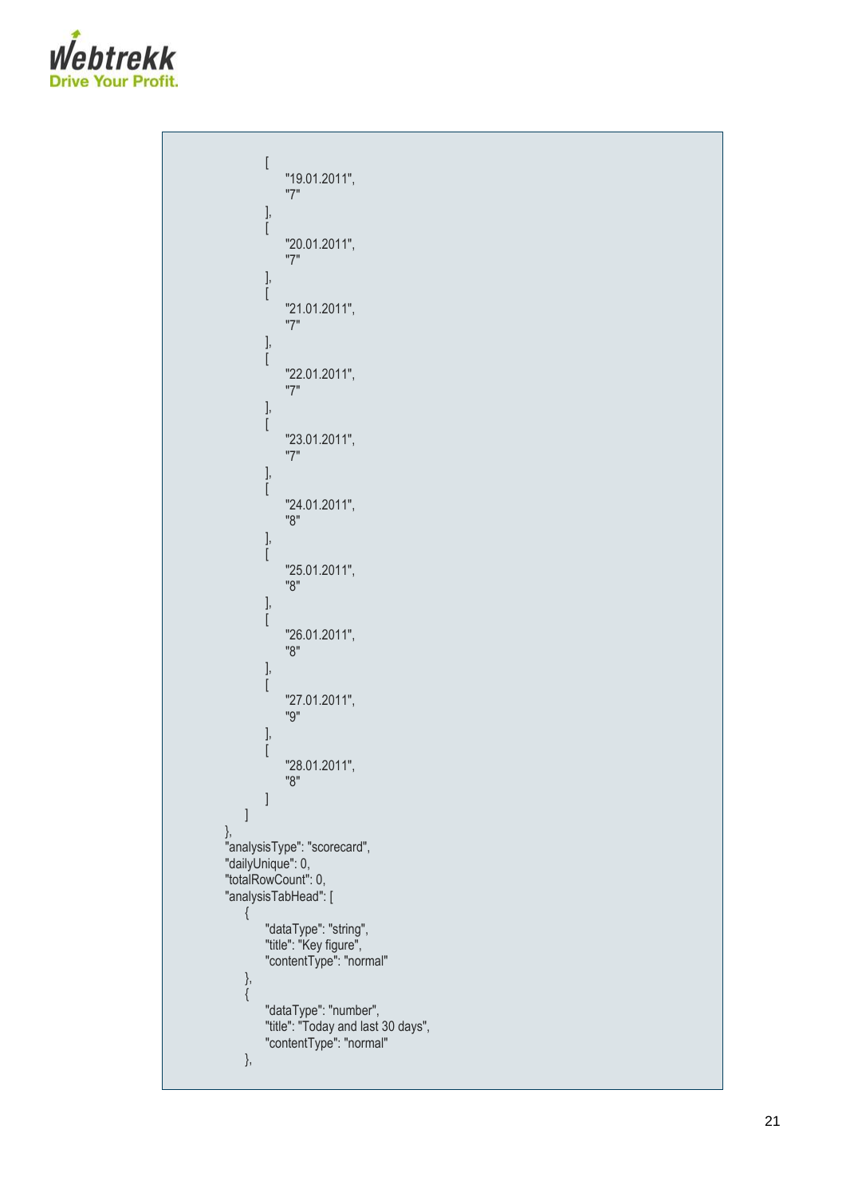```
                [
                    "19.01.2011",
                    "7"
                ],
                [
                    "20.01.2011",
                    "7"
                ],
                [
                    "21.01.2011",
                    "7"
                ],
                [
                    "22.01.2011",
                    "7"
                ],
                [
                    "23.01.2011",
                    "7"
                ],
                [
                    "24.01.2011",
                    "8"
                ],
                [
                    "25.01.2011",
                    "8"
                ],
                [
                    "26.01.2011",
                    "8"
                ],
                [
                    "27.01.2011",
                    "9"
                ],
                [
                    "28.01.2011",
                    "8"
                ]
            ]
        },
        "analysisType": "scorecard",
        "dailyUnique": 0,
        "totalRowCount": 0,
        "analysisTabHead": [
            {
                "dataType": "string",
                "title": "Key figure",
                "contentType": "normal"
            },
            {
                "dataType": "number",
                "title": "Today and last 30 days",
                "contentType": "normal"
            },
```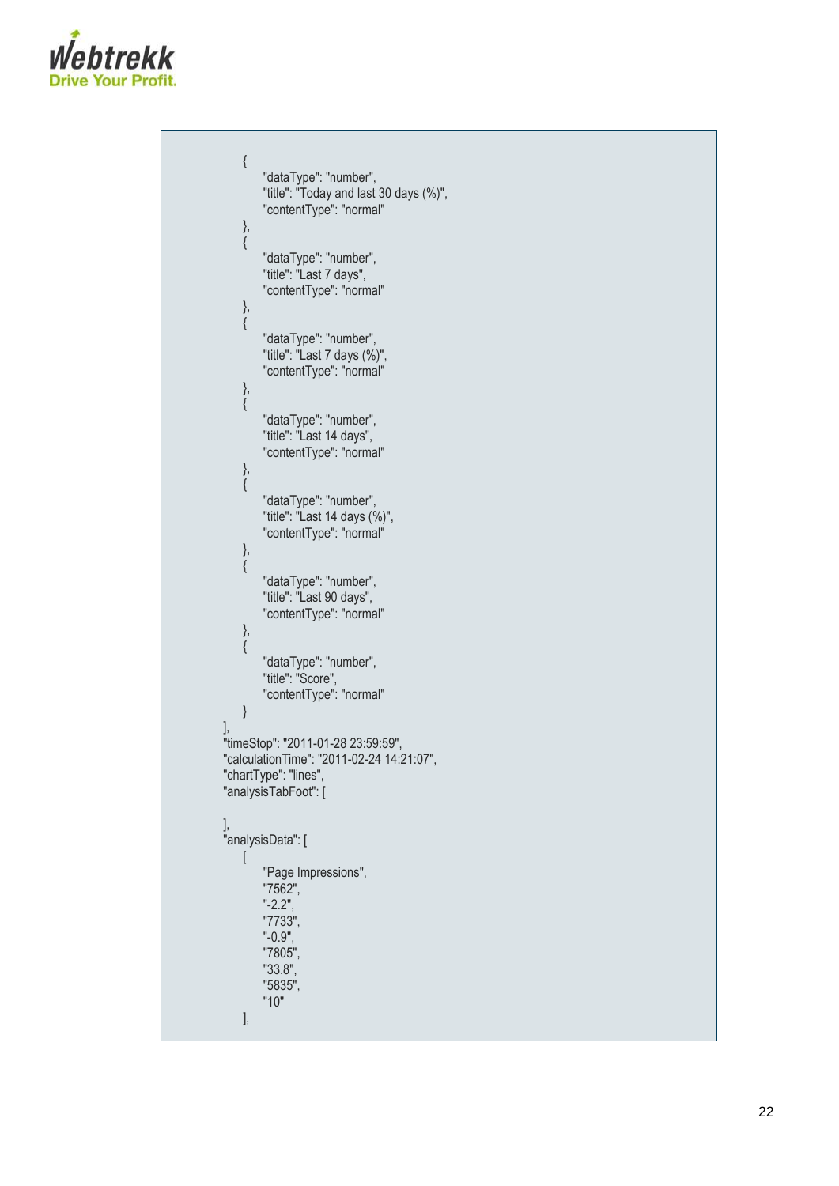```
        {
            "dataType": "number",
            "title": "Today and last 30 days (%)",
            "contentType": "normal"
        },
        {
            "dataType": "number",
            "title": "Last 7 days",
            "contentType": "normal"
        },
        {
            "dataType": "number",
            "title": "Last 7 days (%)",
            "contentType": "normal"
        },
        {
            "dataType": "number",
            "title": "Last 14 days",
            "contentType": "normal"
        },
        {
            "dataType": "number",
            "title": "Last 14 days (%)",
            "contentType": "normal"
        },
        {
            "dataType": "number",
            "title": "Last 90 days",
            "contentType": "normal"
        },
        {
            "dataType": "number",
            "title": "Score",
            "contentType": "normal"
        }
    ],
    "timeStop": "2011-01-28 23:59:59",
    "calculationTime": "2011-02-24 14:21:07",
    "chartType": "lines",
    "analysisTabFoot": [

    ],
    "analysisData": [
        [
            "Page Impressions",
            "7562",
            "-2.2",
            "7733",
            "-0.9",
            "7805",
            "33.8",
            "5835",
            "10"
        ],
```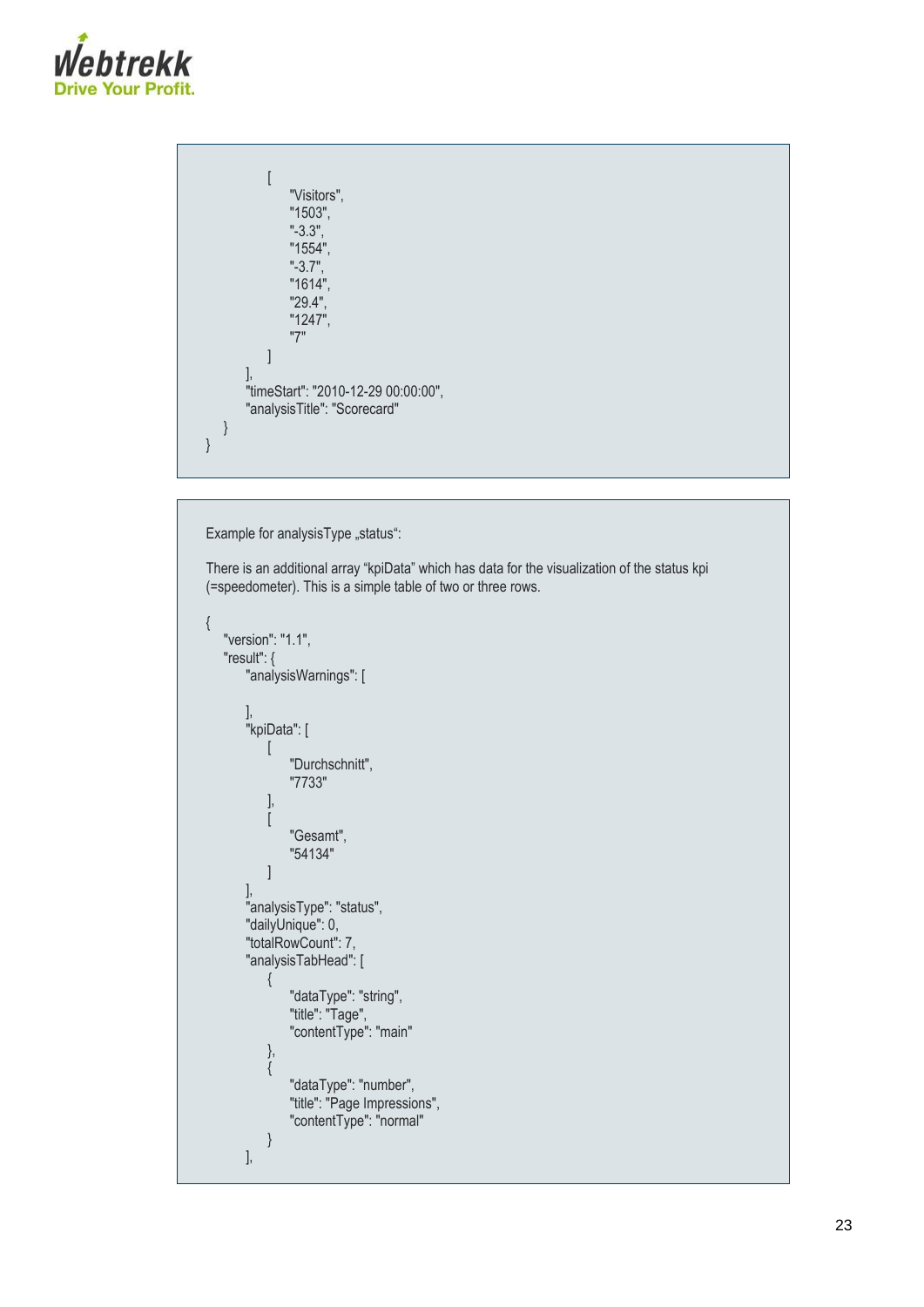```
            [
                "Visitors",
                "1503",
                "-3.3",
                "1554",
                "-3.7",
                "1614",
                "29.4",
                "1247",
                "7"
            ]
        ],
        "timeStart": "2010-12-29 00:00:00",
        "analysisTitle": "Scorecard"
    }
}
```

Example for analysisType „status“:

There is an additional array “kpiData” which has data for the visualization of the status kpi (=speedometer). This is a simple table of two or three rows.

```
{
    "version": "1.1",
    "result": {
        "analysisWarnings": [

        ],
        "kpiData": [
            [
                "Durchschnitt",
                "7733"
            ],
            [
                "Gesamt",
                "54134"
            ]
        ],
        "analysisType": "status",
        "dailyUnique": 0,
        "totalRowCount": 7,
        "analysisTabHead": [
            {
                "dataType": "string",
                "title": "Tage",
                "contentType": "main"
            },
            {
                "dataType": "number",
                "title": "Page Impressions",
                "contentType": "normal"
            }
        ],
```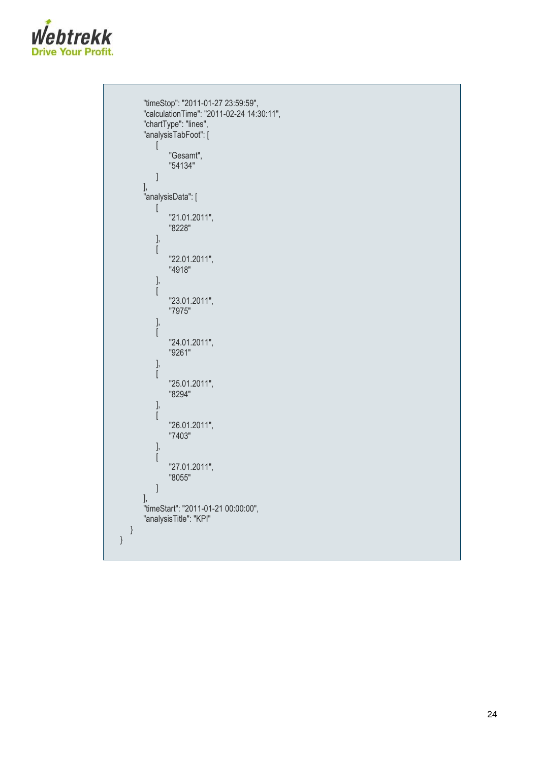```
        "timeStop": "2011-01-27 23:59:59",
        "calculationTime": "2011-02-24 14:30:11",
        "chartType": "lines",
        "analysisTabFoot": [
            [
                "Gesamt",
                "54134"
            ]
        ],
        "analysisData": [
            [
                "21.01.2011",
                "8228"
            ],
            [
                "22.01.2011",
                "4918"
            ],
            [
                "23.01.2011",
                "7975"
            ],
            [
                "24.01.2011",
                "9261"
            ],
            [
                "25.01.2011",
                "8294"
            ],
            [
                "26.01.2011",
                "7403"
            ],
            [
                "27.01.2011",
                "8055"
            ]
        ],
        "timeStart": "2011-01-21 00:00:00",
        "analysisTitle": "KPI"
    }
}
```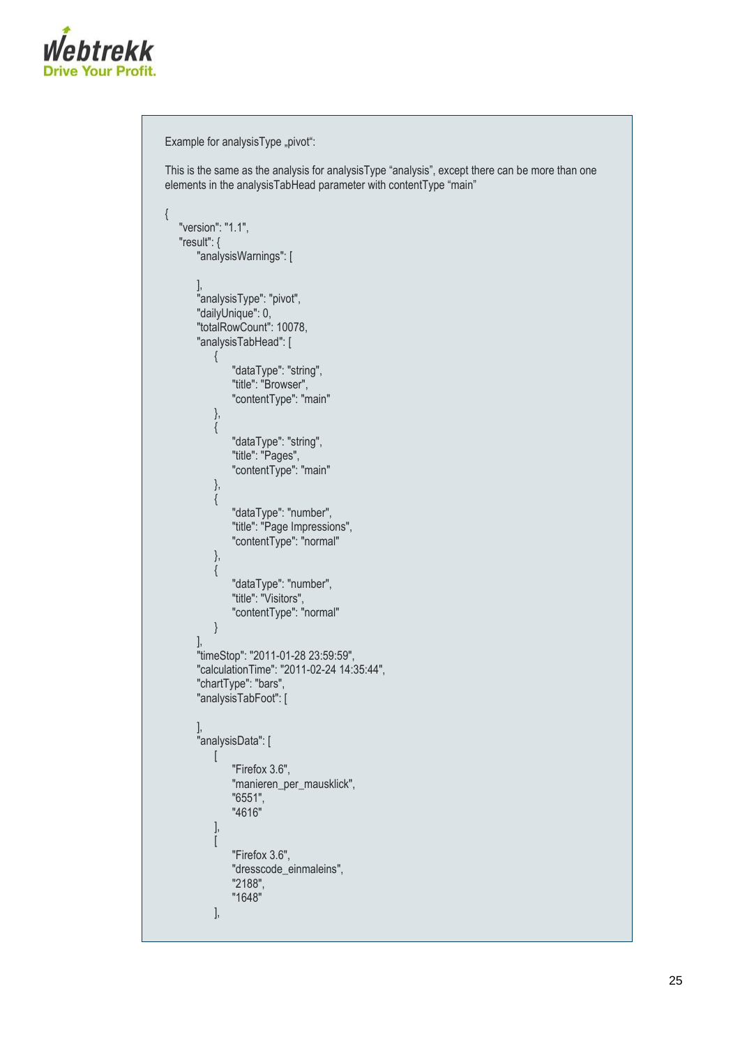Example for analysisType „pivot":

This is the same as the analysis for analysisType "analysis", except there can be more than one elements in the analysisTabHead parameter with contentType "main"

```
{
    "version": "1.1",
    "result": {
        "analysisWarnings": [

        ],
        "analysisType": "pivot",
        "dailyUnique": 0,
        "totalRowCount": 10078,
        "analysisTabHead": [
            {
                "dataType": "string",
                "title": "Browser",
                "contentType": "main"
            },
            {
                "dataType": "string",
                "title": "Pages",
                "contentType": "main"
            },
            {
                "dataType": "number",
                "title": "Page Impressions",
                "contentType": "normal"
            },
            {
                "dataType": "number",
                "title": "Visitors",
                "contentType": "normal"
            }
        ],
        "timeStop": "2011-01-28 23:59:59",
        "calculationTime": "2011-02-24 14:35:44",
        "chartType": "bars",
        "analysisTabFoot": [

        ],
        "analysisData": [
            [
                "Firefox 3.6",
                "manieren_per_mausklick",
                "6551",
                "4616"
            ],
            [
                "Firefox 3.6",
                "dresscode_einmaleins",
                "2188",
                "1648"
            ],
```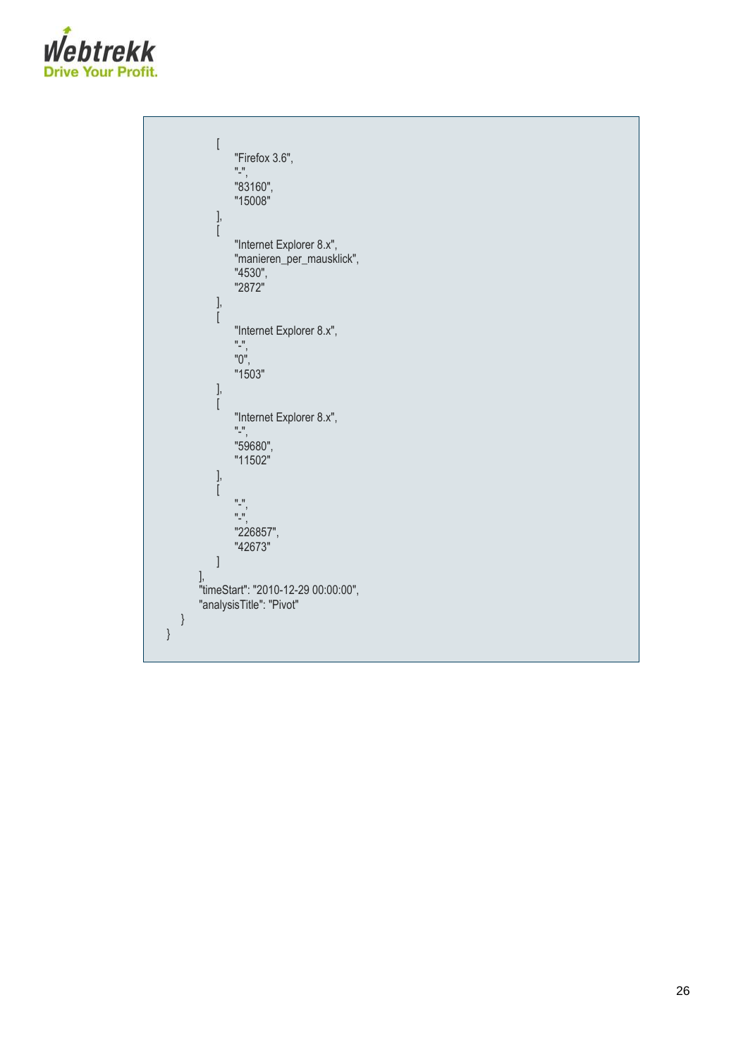```
            [
                "Firefox 3.6",
                "-",
                "83160",
                "15008"
            ],
            [
                "Internet Explorer 8.x",
                "manieren_per_mausklick",
                "4530",
                "2872"
            ],
            [
                "Internet Explorer 8.x",
                "-",
                "0",
                "1503"
            ],
            [
                "Internet Explorer 8.x",
                "-",
                "59680",
                "11502"
            ],
            [
                "-",
                "-",
                "226857",
                "42673"
            ]
        ],
        "timeStart": "2010-12-29 00:00:00",
        "analysisTitle": "Pivot"
    }
}
```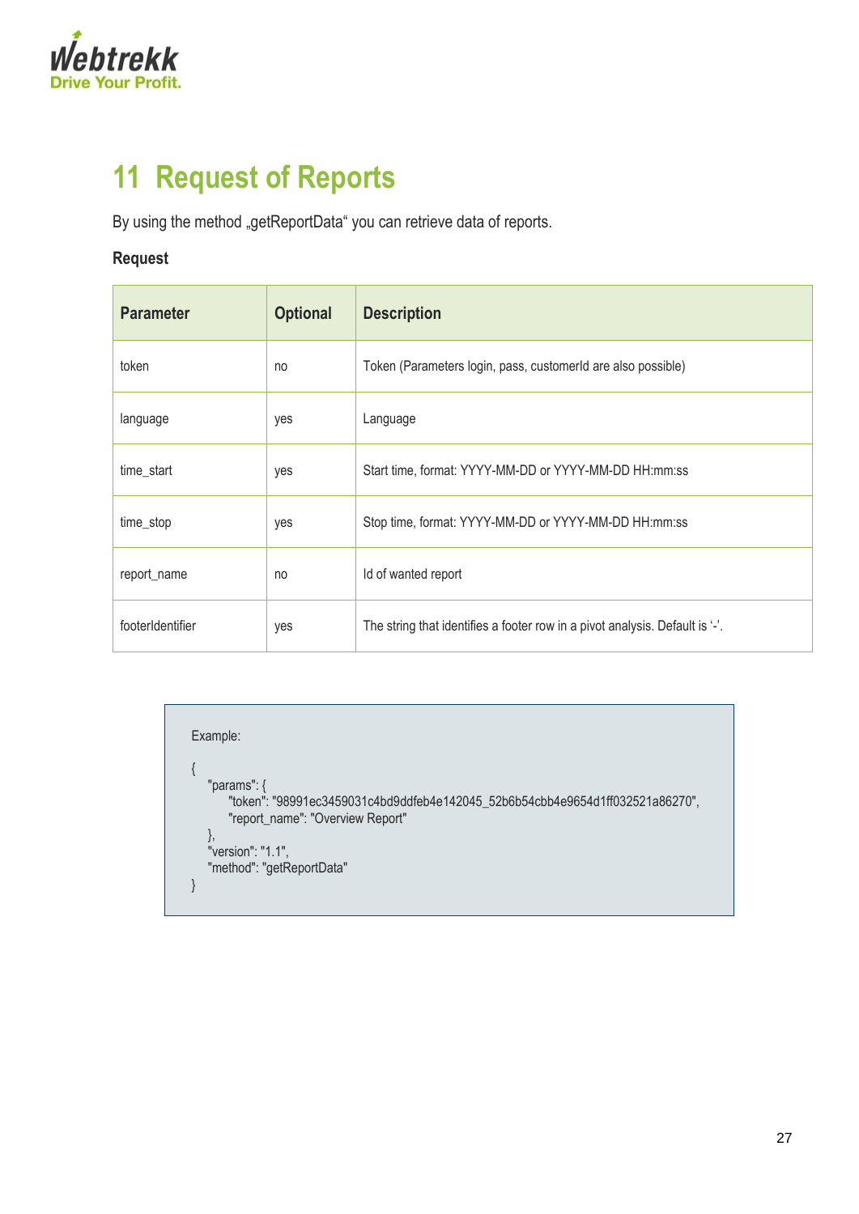# 11 Request of Reports

By using the method „getReportData“ you can retrieve data of reports.

**Request**

| Parameter | Optional | Description |
|---|---|---|
| token | no | Token (Parameters login, pass, customerId are also possible) |
| language | yes | Language |
| time_start | yes | Start time, format: YYYY-MM-DD or YYYY-MM-DD HH:mm:ss |
| time_stop | yes | Stop time, format: YYYY-MM-DD or YYYY-MM-DD HH:mm:ss |
| report_name | no | Id of wanted report |
| footerIdentifier | yes | The string that identifies a footer row in a pivot analysis. Default is '-'. |

Example:

```
{
    "params": {
        "token": "98991ec3459031c4bd9ddfeb4e142045_52b6b54cbb4e9654d1ff032521a86270",
        "report_name": "Overview Report"
    },
    "version": "1.1",
    "method": "getReportData"
}
```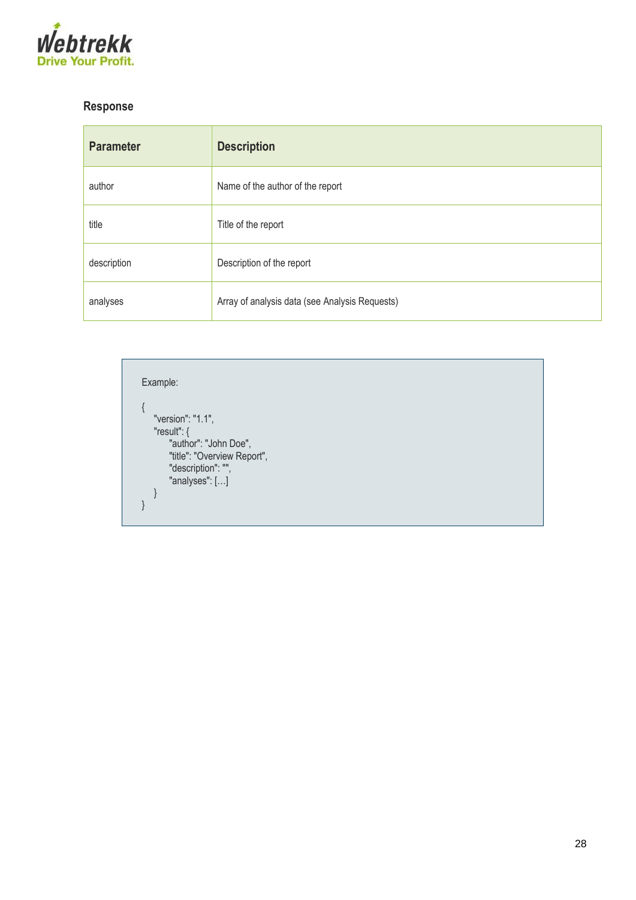### Response

| Parameter | Description |
|---|---|
| author | Name of the author of the report |
| title | Title of the report |
| description | Description of the report |
| analyses | Array of analysis data (see Analysis Requests) |

Example:

```
{
   "version": "1.1",
   "result": {
       "author": "John Doe",
       "title": "Overview Report",
       "description": "",
       "analyses": [...]
   }
}
```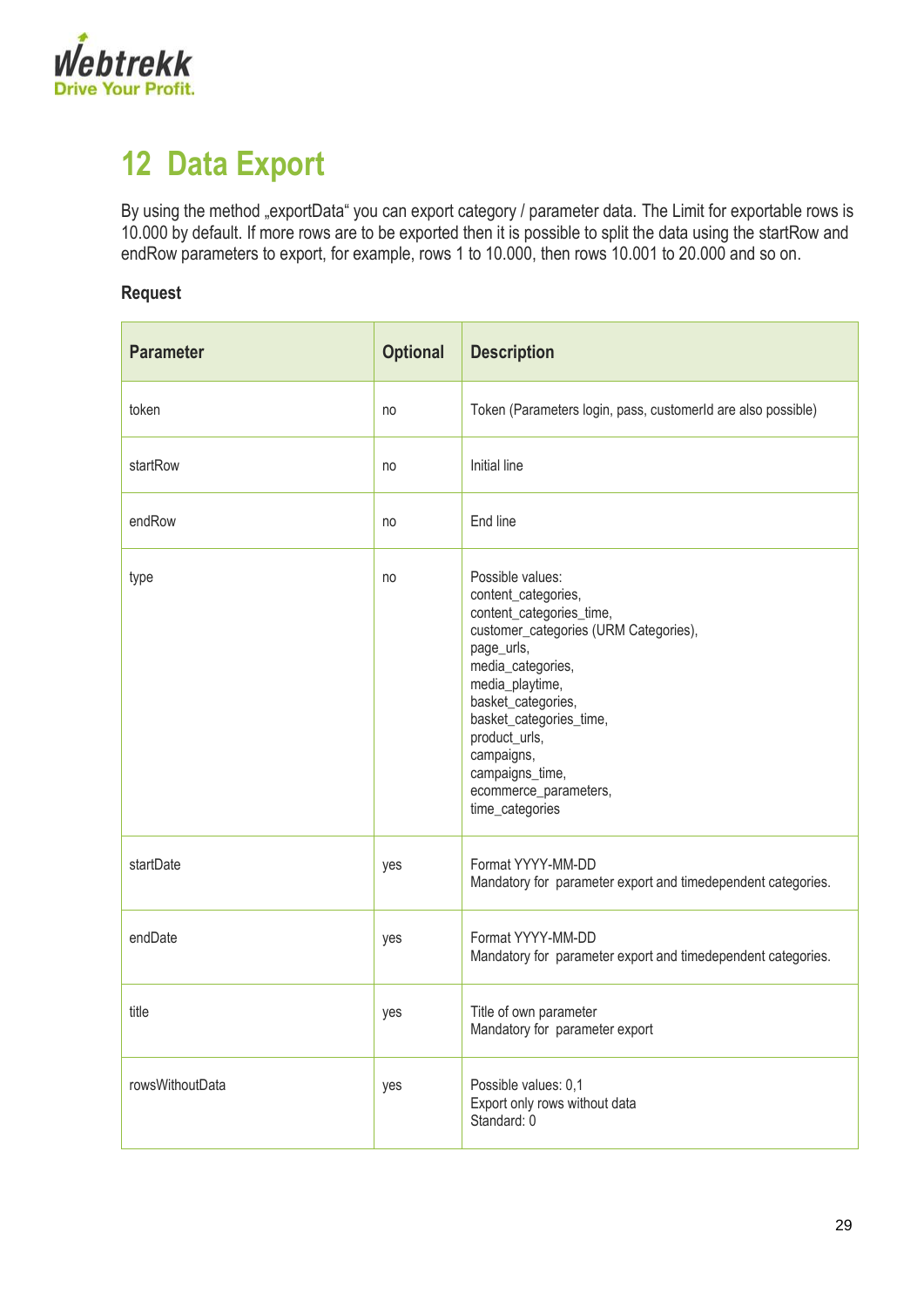# 12 Data Export

By using the method „exportData“ you can export category / parameter data. The Limit for exportable rows is 10.000 by default. If more rows are to be exported then it is possible to split the data using the startRow and endRow parameters to export, for example, rows 1 to 10.000, then rows 10.001 to 20.000 and so on.

**Request**

| Parameter | Optional | Description |
|---|---|---|
| token | no | Token (Parameters login, pass, customerId are also possible) |
| startRow | no | Initial line |
| endRow | no | End line |
| type | no | Possible values:<br>content_categories,<br>content_categories_time,<br>customer_categories (URM Categories),<br>page_urls,<br>media_categories,<br>media_playtime,<br>basket_categories,<br>basket_categories_time,<br>product_urls,<br>campaigns,<br>campaigns_time,<br>ecommerce_parameters,<br>time_categories |
| startDate | yes | Format YYYY-MM-DD<br>Mandatory for parameter export and timedependent categories. |
| endDate | yes | Format YYYY-MM-DD<br>Mandatory for parameter export and timedependent categories. |
| title | yes | Title of own parameter<br>Mandatory for parameter export |
| rowsWithoutData | yes | Possible values: 0,1<br>Export only rows without data<br>Standard: 0 |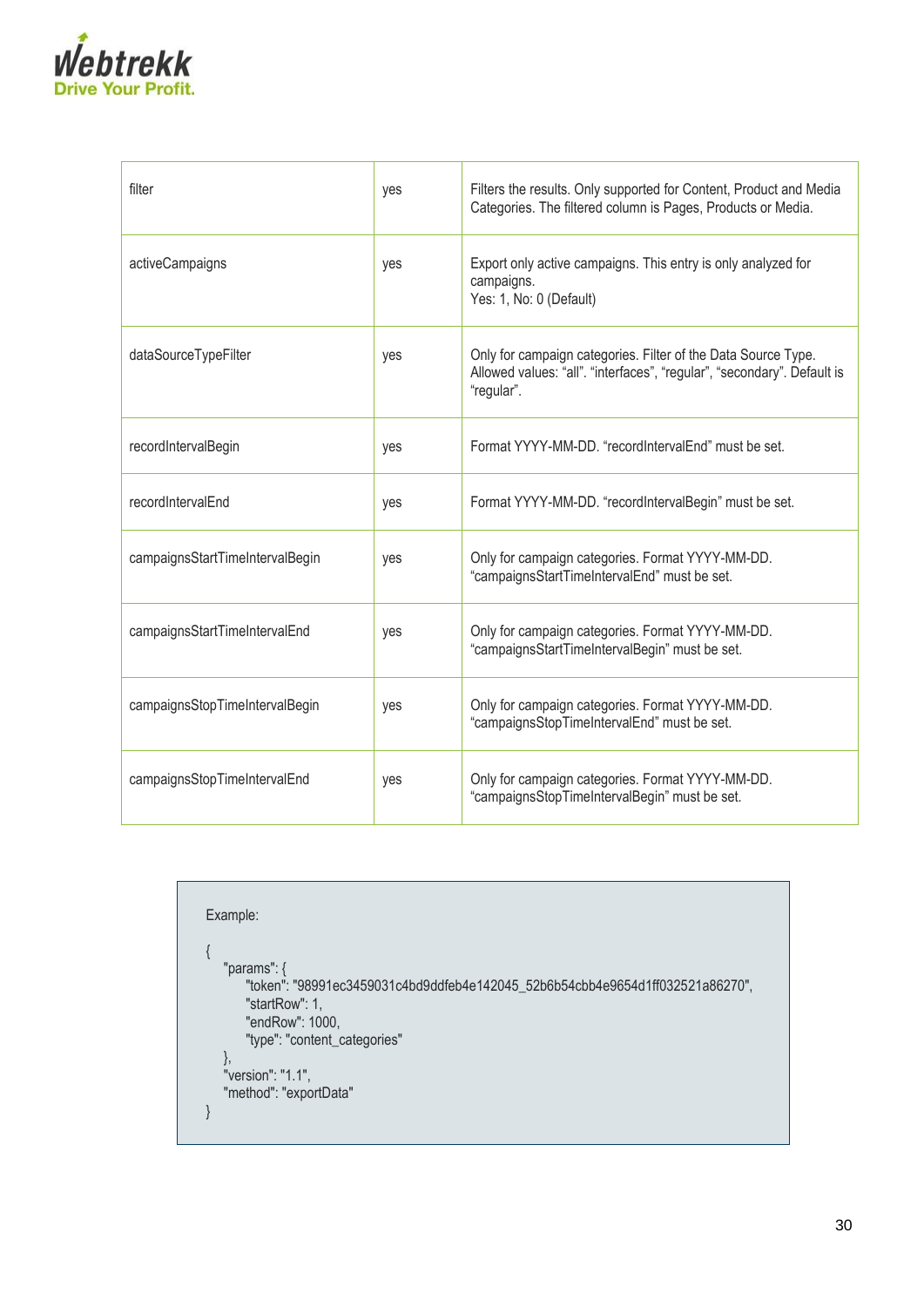| filter | yes | Filters the results. Only supported for Content, Product and Media Categories. The filtered column is Pages, Products or Media. |
|---|---|---|
| activeCampaigns | yes | Export only active campaigns. This entry is only analyzed for campaigns.<br>Yes: 1, No: 0 (Default) |
| dataSourceTypeFilter | yes | Only for campaign categories. Filter of the Data Source Type. Allowed values: “all”. “interfaces”, “regular”, “secondary”. Default is “regular”. |
| recordIntervalBegin | yes | Format YYYY-MM-DD. “recordIntervalEnd” must be set. |
| recordIntervalEnd | yes | Format YYYY-MM-DD. “recordIntervalBegin” must be set. |
| campaignsStartTimeIntervalBegin | yes | Only for campaign categories. Format YYYY-MM-DD. “campaignsStartTimeIntervalEnd” must be set. |
| campaignsStartTimeIntervalEnd | yes | Only for campaign categories. Format YYYY-MM-DD. “campaignsStartTimeIntervalBegin” must be set. |
| campaignsStopTimeIntervalBegin | yes | Only for campaign categories. Format YYYY-MM-DD. “campaignsStopTimeIntervalEnd” must be set. |
| campaignsStopTimeIntervalEnd | yes | Only for campaign categories. Format YYYY-MM-DD. “campaignsStopTimeIntervalBegin” must be set. |

Example:

```
{
    "params": {
        "token": "98991ec3459031c4bd9ddfeb4e142045_52b6b54cbb4e9654d1ff032521a86270",
        "startRow": 1,
        "endRow": 1000,
        "type": "content_categories"
    },
    "version": "1.1",
    "method": "exportData"
}
```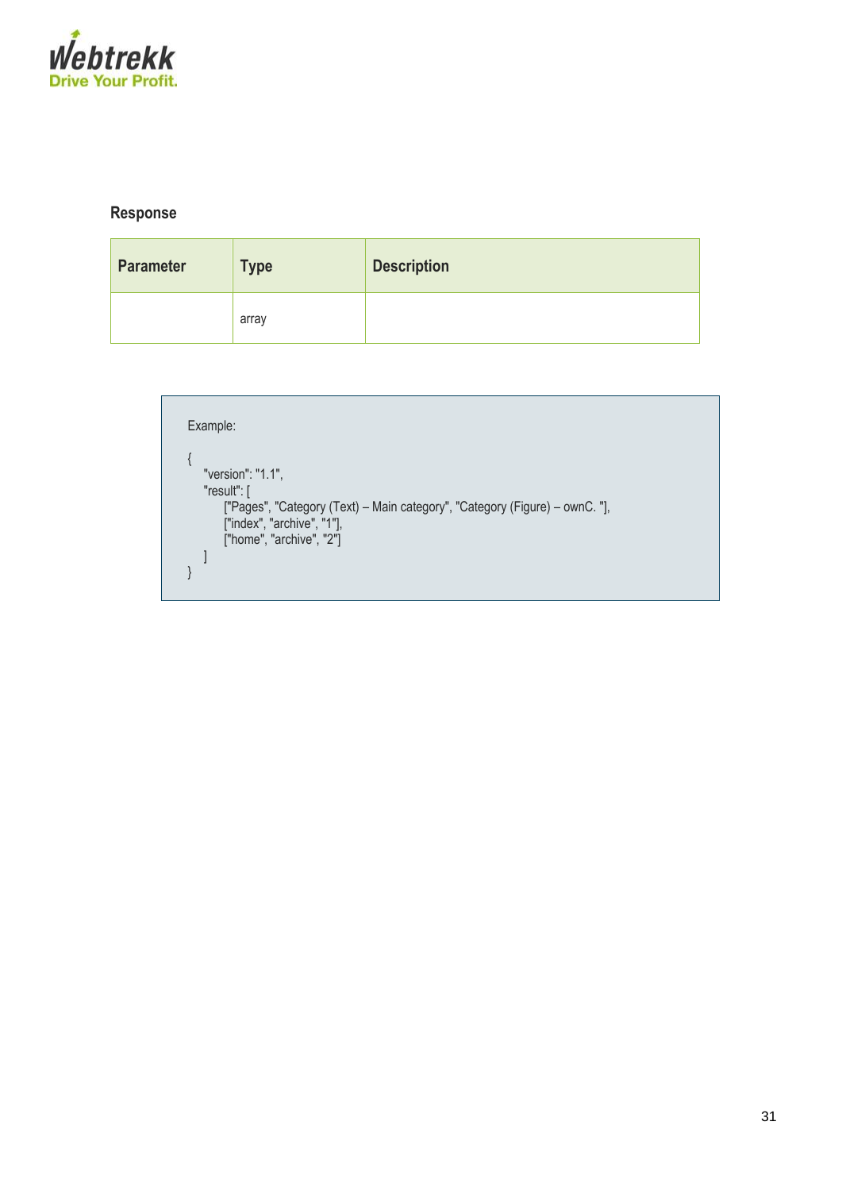### Response

| Parameter | Type | Description |
| --- | --- | --- |
| | array | |

```
Example:

{
   "version": "1.1",
   "result": [
        ["Pages", "Category (Text) – Main category", "Category (Figure) – ownC. "],
        ["index", "archive", "1"],
        ["home", "archive", "2"]
   ]
}
```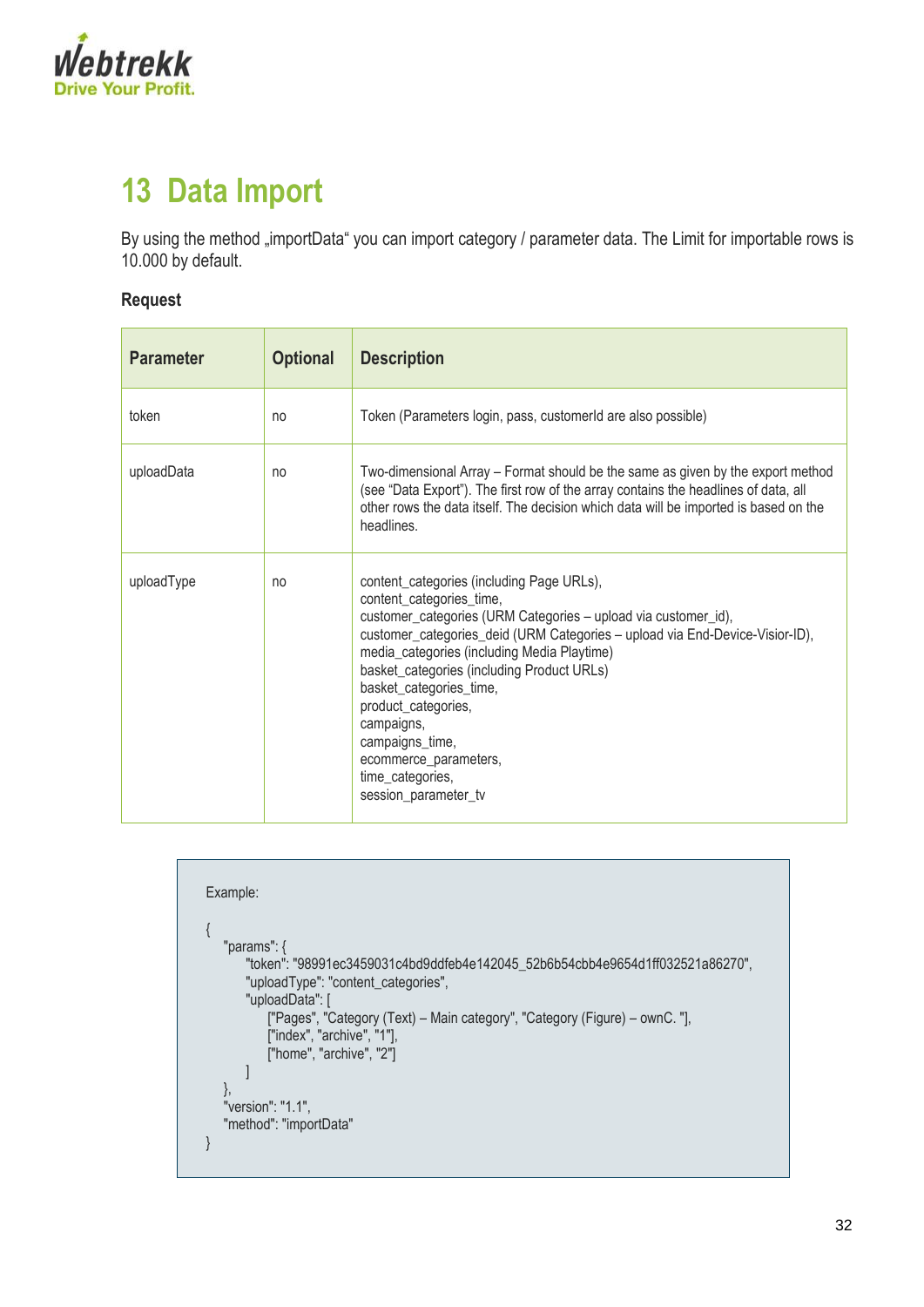# 13 Data Import

By using the method „importData“ you can import category / parameter data. The Limit for importable rows is 10.000 by default.

**Request**

| Parameter | Optional | Description |
|---|---|---|
| token | no | Token (Parameters login, pass, customerId are also possible) |
| uploadData | no | Two-dimensional Array – Format should be the same as given by the export method (see “Data Export”). The first row of the array contains the headlines of data, all other rows the data itself. The decision which data will be imported is based on the headlines. |
| uploadType | no | content_categories (including Page URLs),<br>content_categories_time,<br>customer_categories (URM Categories – upload via customer_id),<br>customer_categories_deid (URM Categories – upload via End-Device-Visior-ID),<br>media_categories (including Media Playtime)<br>basket_categories (including Product URLs)<br>basket_categories_time,<br>product_categories,<br>campaigns,<br>campaigns_time,<br>ecommerce_parameters,<br>time_categories,<br>session_parameter_tv |

```
Example:

{
    "params": {
        "token": "98991ec3459031c4bd9ddfeb4e142045_52b6b54cbb4e9654d1ff032521a86270",
        "uploadType": "content_categories",
        "uploadData": [
            ["Pages", "Category (Text) – Main category", "Category (Figure) – ownC. "],
            ["index", "archive", "1"],
            ["home", "archive", "2"]
        ]
    },
    "version": "1.1",
    "method": "importData"
}
```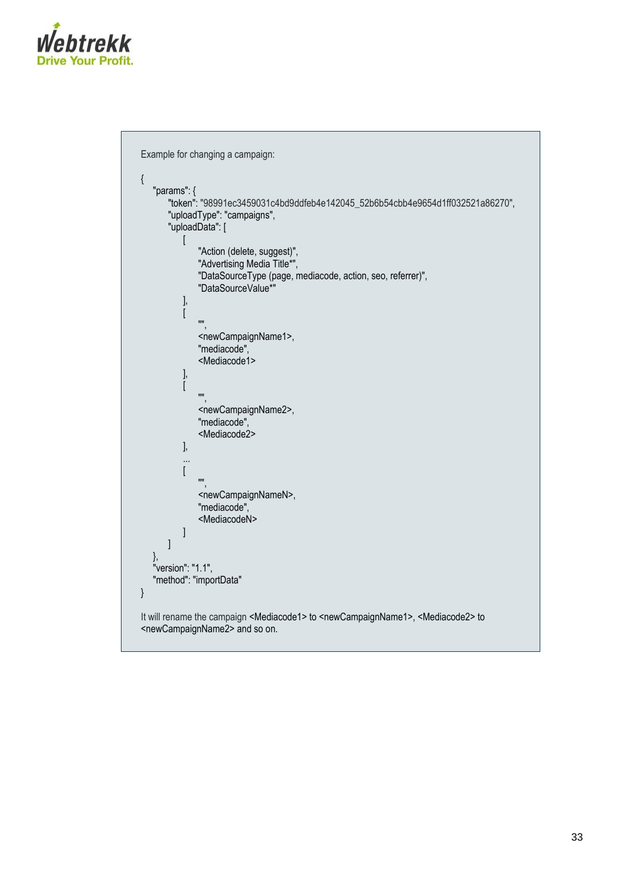Example for changing a campaign:

```
{
    "params": {
        "token": "98991ec3459031c4bd9ddfeb4e142045_52b6b54cbb4e9654d1ff032521a86270",
        "uploadType": "campaigns",
        "uploadData": [
            [
                "Action (delete, suggest)",
                "Advertising Media Title*",
                "DataSourceType (page, mediacode, action, seo, referrer)",
                "DataSourceValue*"
            ],
            [
                "",
                <newCampaignName1>,
                "mediacode",
                <Mediacode1>
            ],
            [
                "",
                <newCampaignName2>,
                "mediacode",
                <Mediacode2>
            ],
            ...
            [
                "",
                <newCampaignNameN>,
                "mediacode",
                <MediacodeN>
            ]
        ]
    },
    "version": "1.1",
    "method": "importData"
}
```

It will rename the campaign <Mediacode1> to <newCampaignName1>, <Mediacode2> to <newCampaignName2> and so on.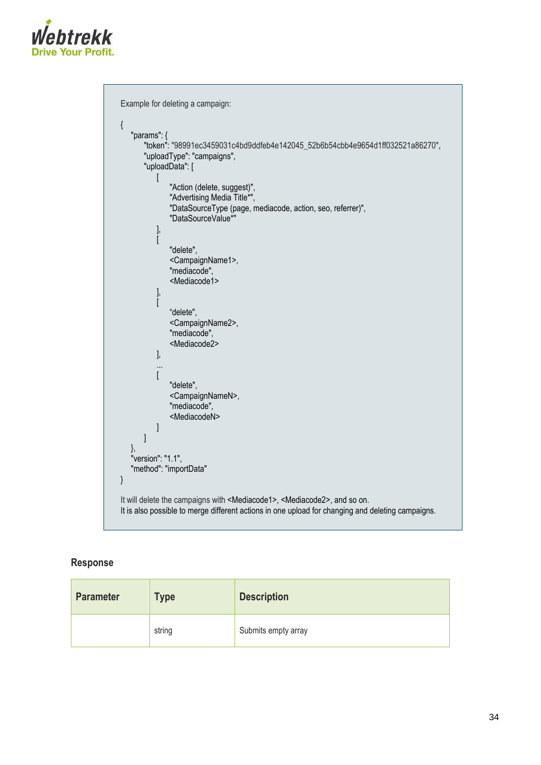Example for deleting a campaign:

```
{
    "params": {
        "token": "98991ec3459031c4bd9ddfeb4e142045_52b6b54cbb4e9654d1ff032521a86270",
        "uploadType": "campaigns",
        "uploadData": [
            [
                "Action (delete, suggest)",
                "Advertising Media Title*",
                "DataSourceType (page, mediacode, action, seo, referrer)",
                "DataSourceValue*"
            ],
            [
                "delete",
                <CampaignName1>,
                "mediacode",
                <Mediacode1>
            ],
            [
                "delete",
                <CampaignName2>,
                "mediacode",
                <Mediacode2>
            ],
            ...
            [
                "delete",
                <CampaignNameN>,
                "mediacode",
                <MediacodeN>
            ]
        ]
    },
    "version": "1.1",
    "method": "importData"
}
```

It will delete the campaigns with <Mediacode1>, <Mediacode2>, and so on.
It is also possible to merge different actions in one upload for changing and deleting campaigns.

### Response

| Parameter | Type | Description |
|---|---|---|
| | string | Submits empty array |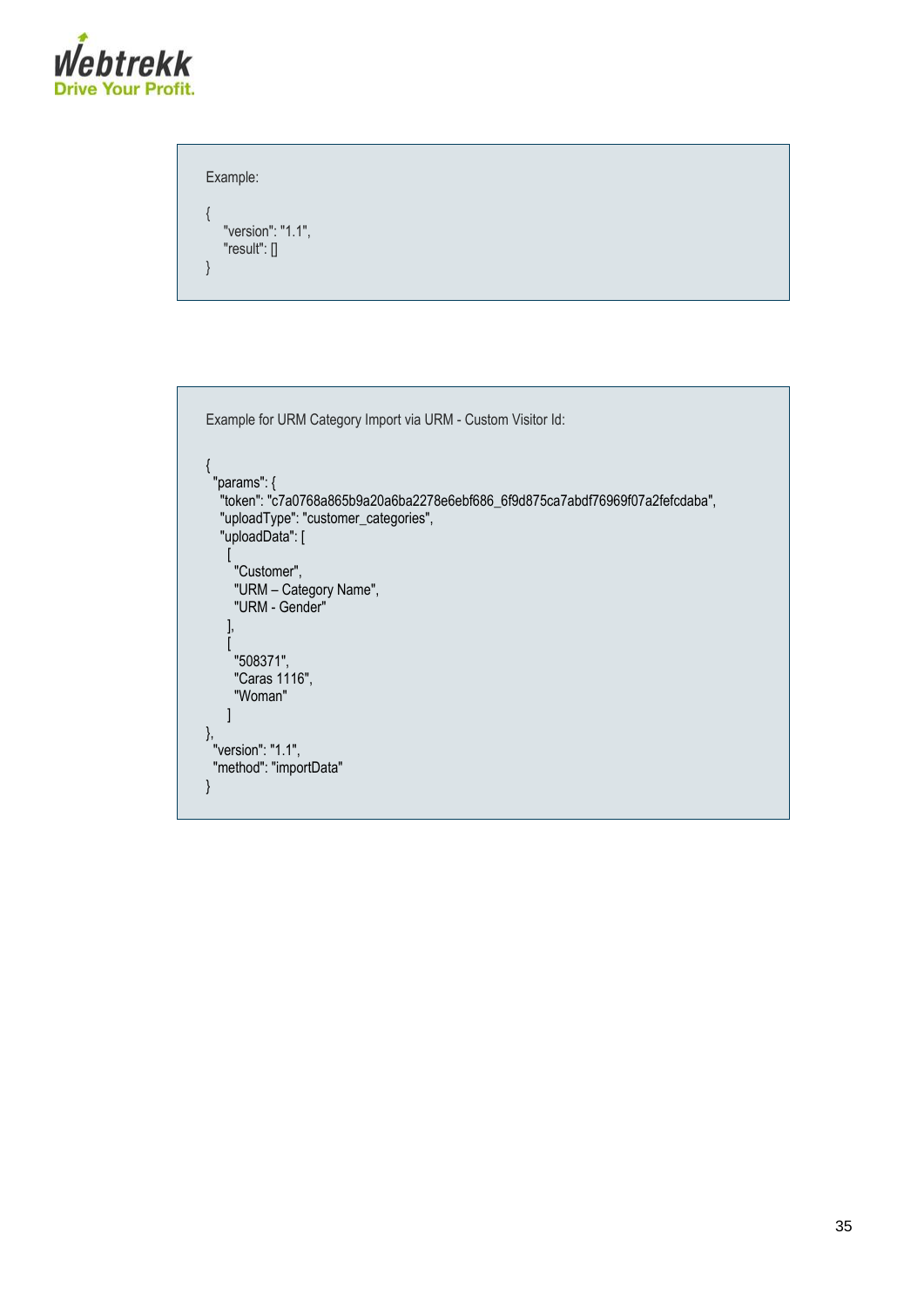Example:

```
{
    "version": "1.1",
    "result": []
}
```

Example for URM Category Import via URM - Custom Visitor Id:

```
{
  "params": {
    "token": "c7a0768a865b9a20a6ba2278e6ebf686_6f9d875ca7abdf76969f07a2fefcdaba",
    "uploadType": "customer_categories",
    "uploadData": [
      [
        "Customer",
        "URM – Category Name",
        "URM - Gender"
      ],
      [
        "508371",
        "Caras 1116",
        "Woman"
      ]
},
  "version": "1.1",
  "method": "importData"
}
```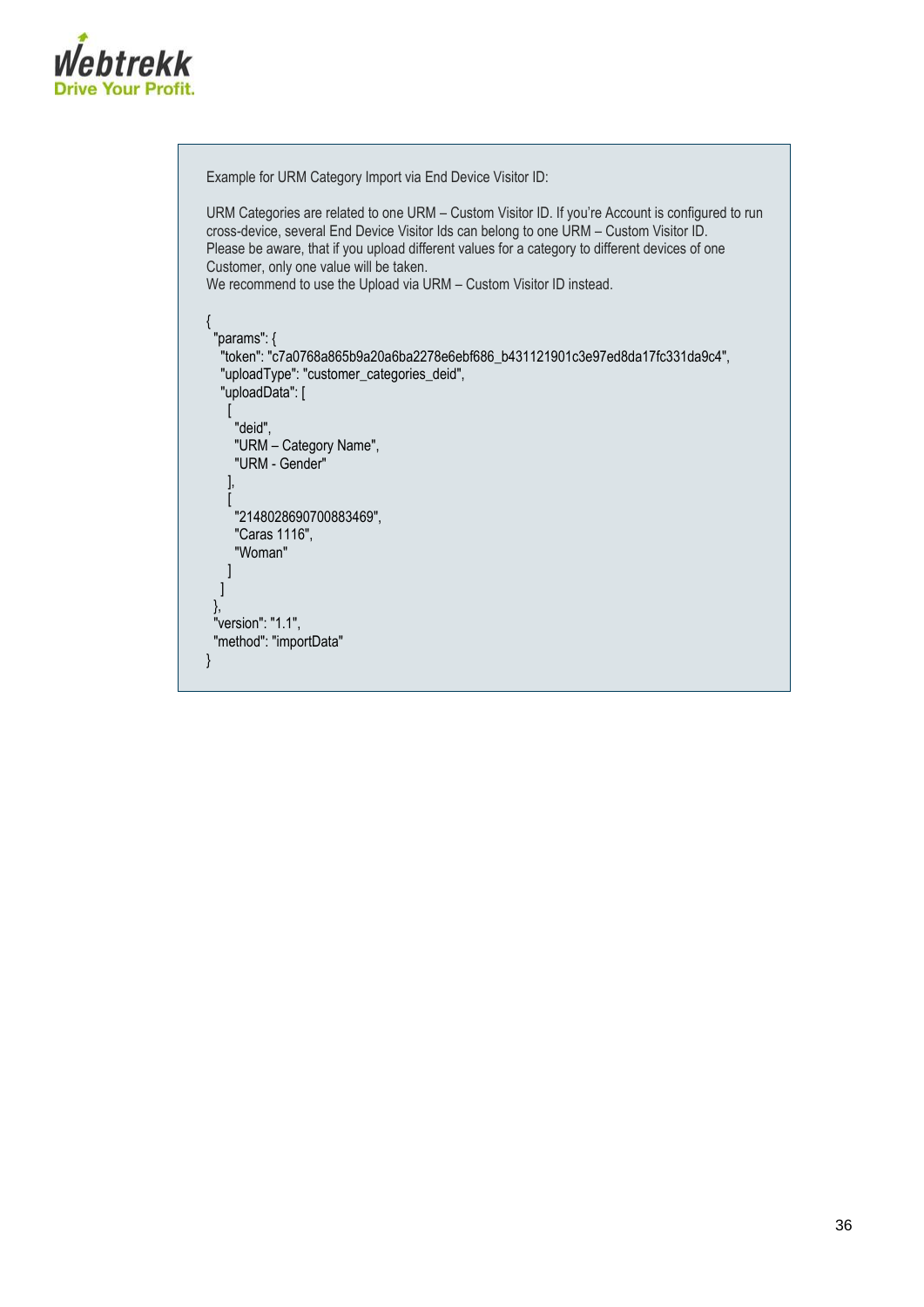Example for URM Category Import via End Device Visitor ID:

URM Categories are related to one URM – Custom Visitor ID. If you're Account is configured to run cross-device, several End Device Visitor Ids can belong to one URM – Custom Visitor ID. Please be aware, that if you upload different values for a category to different devices of one Customer, only one value will be taken.
We recommend to use the Upload via URM – Custom Visitor ID instead.

```
{
  "params": {
    "token": "c7a0768a865b9a20a6ba2278e6ebf686_b431121901c3e97ed8da17fc331da9c4",
    "uploadType": "customer_categories_deid",
    "uploadData": [
      [
        "deid",
        "URM – Category Name",
        "URM - Gender"
      ],
      [
        "2148028690700883469",
        "Caras 1116",
        "Woman"
      ]
    ]
  },
  "version": "1.1",
  "method": "importData"
}
```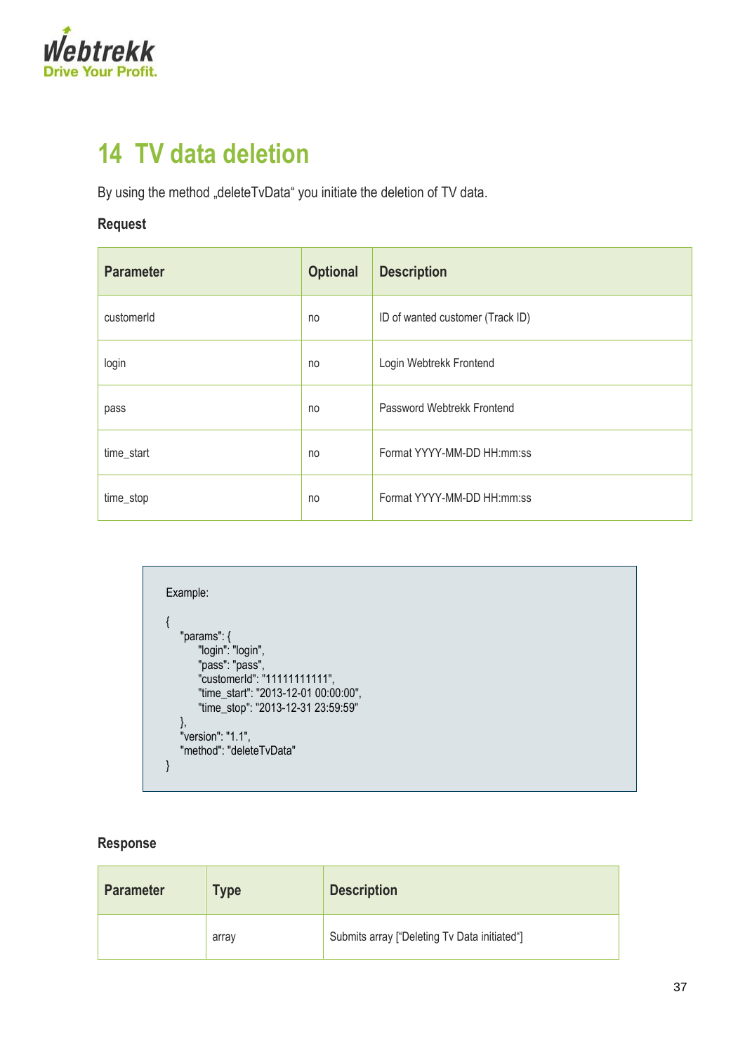# 14 TV data deletion

By using the method „deleteTvData" you initiate the deletion of TV data.

**Request**

| Parameter | Optional | Description |
|---|---|---|
| customerId | no | ID of wanted customer (Track ID) |
| login | no | Login Webtrekk Frontend |
| pass | no | Password Webtrekk Frontend |
| time_start | no | Format YYYY-MM-DD HH:mm:ss |
| time_stop | no | Format YYYY-MM-DD HH:mm:ss |

```
Example:

{
    "params": {
        "login": "login",
        "pass": "pass",
        "customerId": "11111111111",
        "time_start": "2013-12-01 00:00:00",
        "time_stop": "2013-12-31 23:59:59"
    },
    "version": "1.1",
    "method": "deleteTvData"
}
```

**Response**

| Parameter | Type | Description |
|---|---|---|
| | array | Submits array ["Deleting Tv Data initiated"] |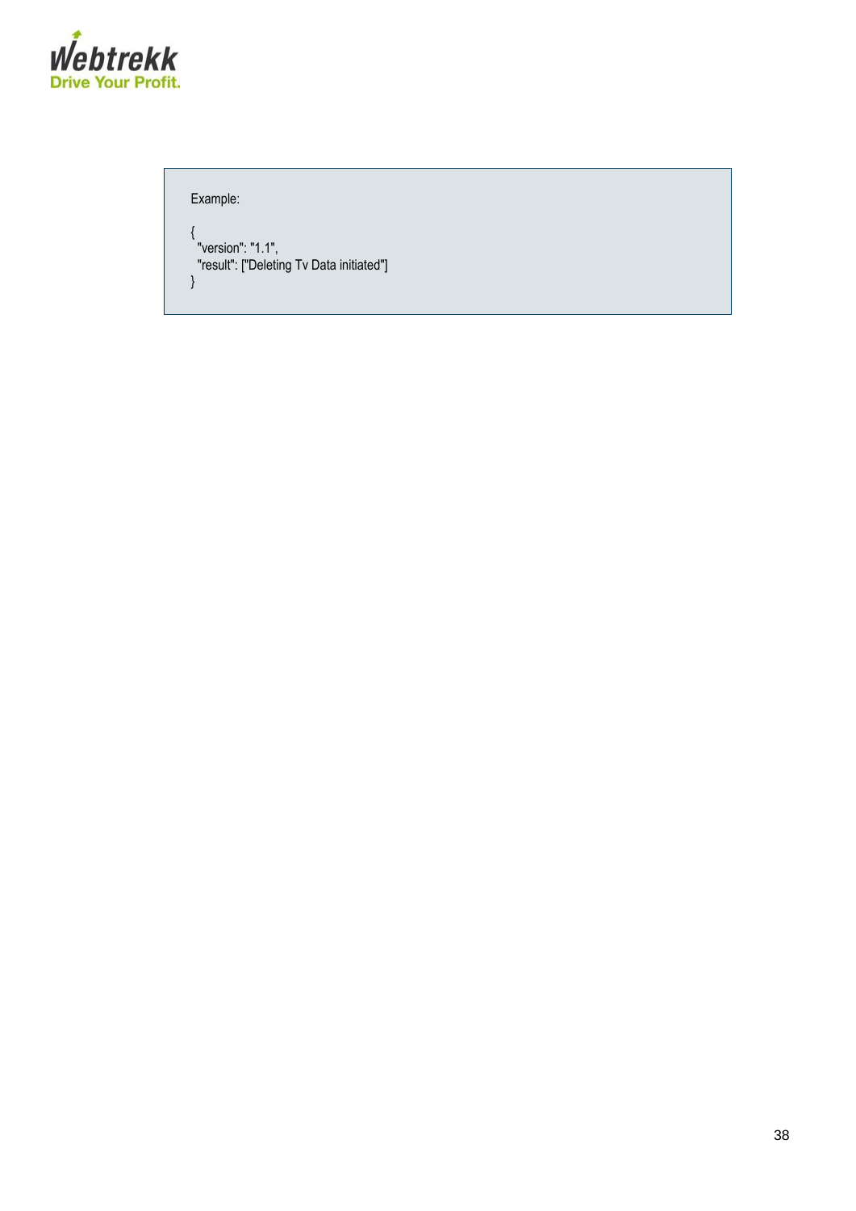Example:

```
{
  "version": "1.1",
  "result": ["Deleting Tv Data initiated"]
}
```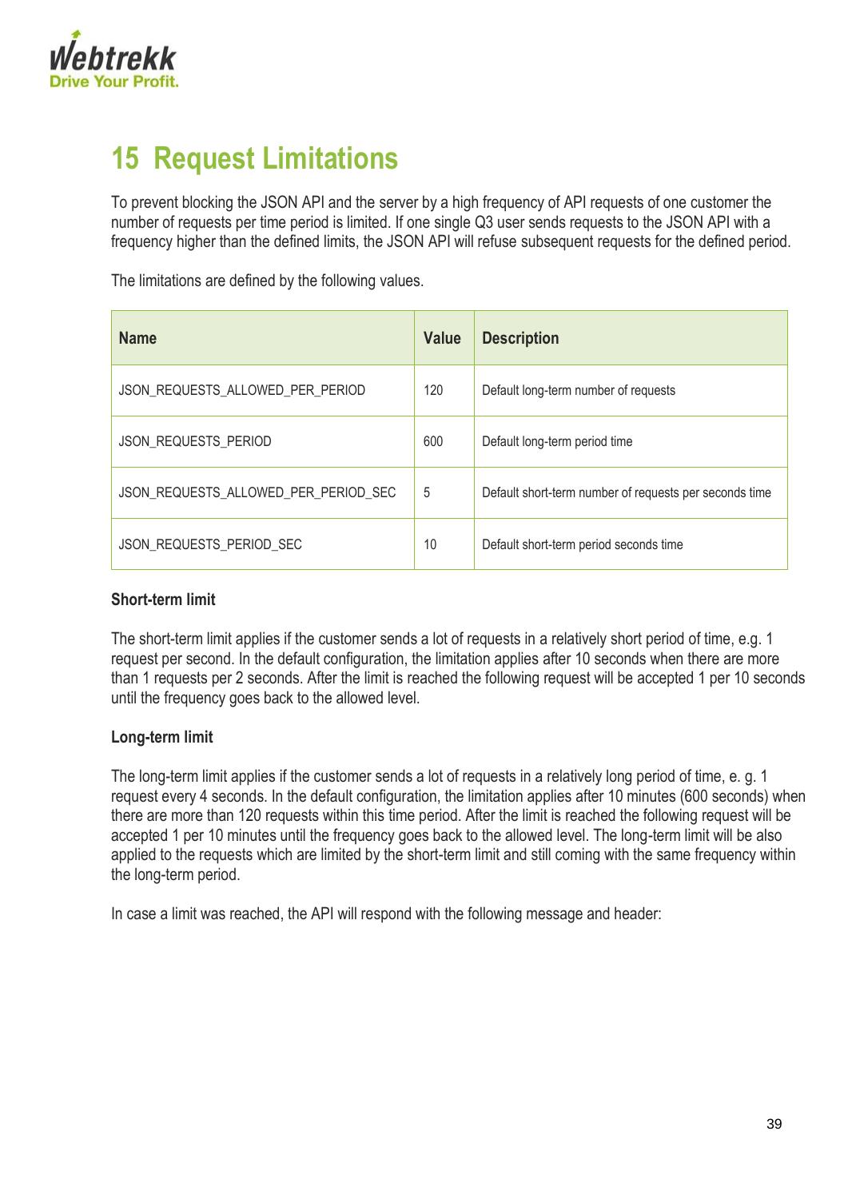# 15 Request Limitations

To prevent blocking the JSON API and the server by a high frequency of API requests of one customer the number of requests per time period is limited. If one single Q3 user sends requests to the JSON API with a frequency higher than the defined limits, the JSON API will refuse subsequent requests for the defined period.

The limitations are defined by the following values.

| Name | Value | Description |
|---|---|---|
| JSON_REQUESTS_ALLOWED_PER_PERIOD | 120 | Default long-term number of requests |
| JSON_REQUESTS_PERIOD | 600 | Default long-term period time |
| JSON_REQUESTS_ALLOWED_PER_PERIOD_SEC | 5 | Default short-term number of requests per seconds time |
| JSON_REQUESTS_PERIOD_SEC | 10 | Default short-term period seconds time |

**Short-term limit**

The short-term limit applies if the customer sends a lot of requests in a relatively short period of time, e.g. 1 request per second. In the default configuration, the limitation applies after 10 seconds when there are more than 1 requests per 2 seconds. After the limit is reached the following request will be accepted 1 per 10 seconds until the frequency goes back to the allowed level.

**Long-term limit**

The long-term limit applies if the customer sends a lot of requests in a relatively long period of time, e. g. 1 request every 4 seconds. In the default configuration, the limitation applies after 10 minutes (600 seconds) when there are more than 120 requests within this time period. After the limit is reached the following request will be accepted 1 per 10 minutes until the frequency goes back to the allowed level. The long-term limit will be also applied to the requests which are limited by the short-term limit and still coming with the same frequency within the long-term period.

In case a limit was reached, the API will respond with the following message and header: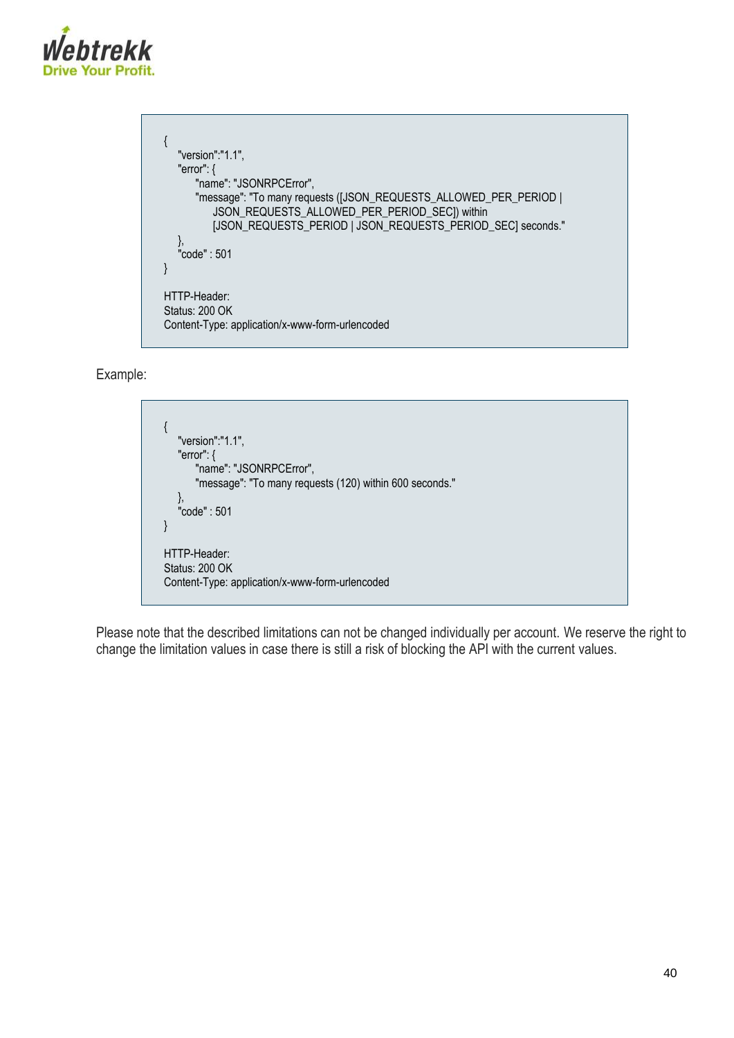```
{
    "version":"1.1",
    "error": {
        "name": "JSONRPCError",
        "message": "To many requests ([JSON_REQUESTS_ALLOWED_PER_PERIOD |
            JSON_REQUESTS_ALLOWED_PER_PERIOD_SEC]) within
            [JSON_REQUESTS_PERIOD | JSON_REQUESTS_PERIOD_SEC] seconds."
    },
    "code" : 501
}

HTTP-Header:
Status: 200 OK
Content-Type: application/x-www-form-urlencoded
```

Example:

```
{
    "version":"1.1",
    "error": {
        "name": "JSONRPCError",
        "message": "To many requests (120) within 600 seconds."
    },
    "code" : 501
}

HTTP-Header:
Status: 200 OK
Content-Type: application/x-www-form-urlencoded
```

Please note that the described limitations can not be changed individually per account. We reserve the right to change the limitation values in case there is still a risk of blocking the API with the current values.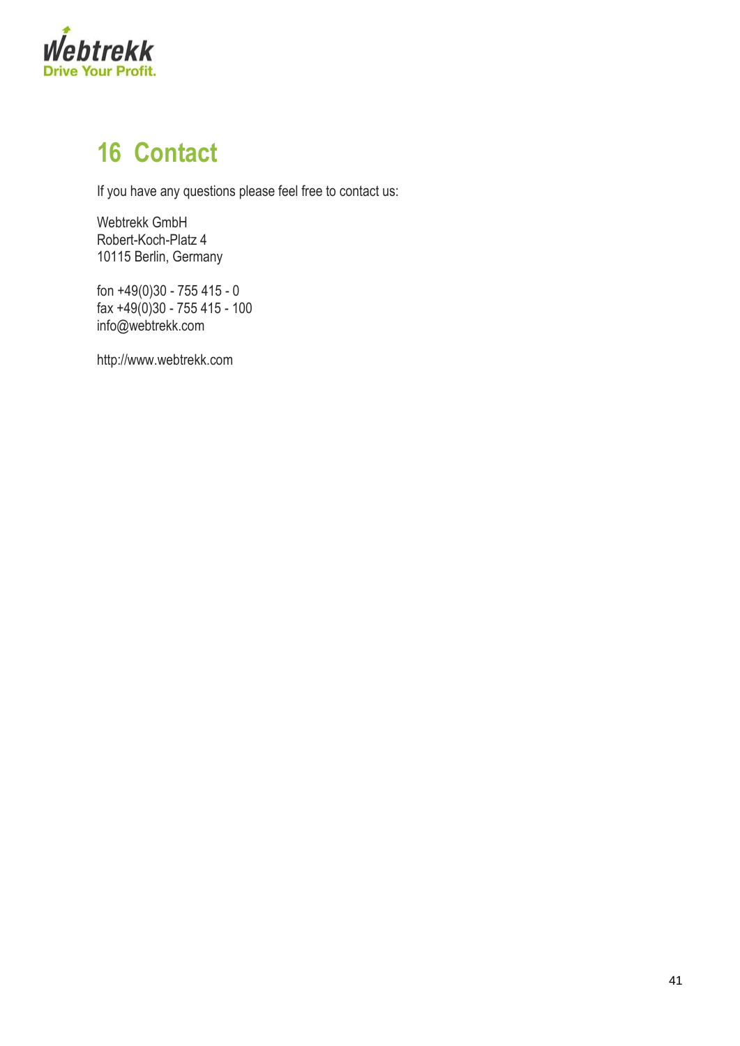# 16 Contact

If you have any questions please feel free to contact us:

Webtrekk GmbH
Robert-Koch-Platz 4
10115 Berlin, Germany

fon +49(0)30 - 755 415 - 0
fax +49(0)30 - 755 415 - 100
info@webtrekk.com

http://www.webtrekk.com